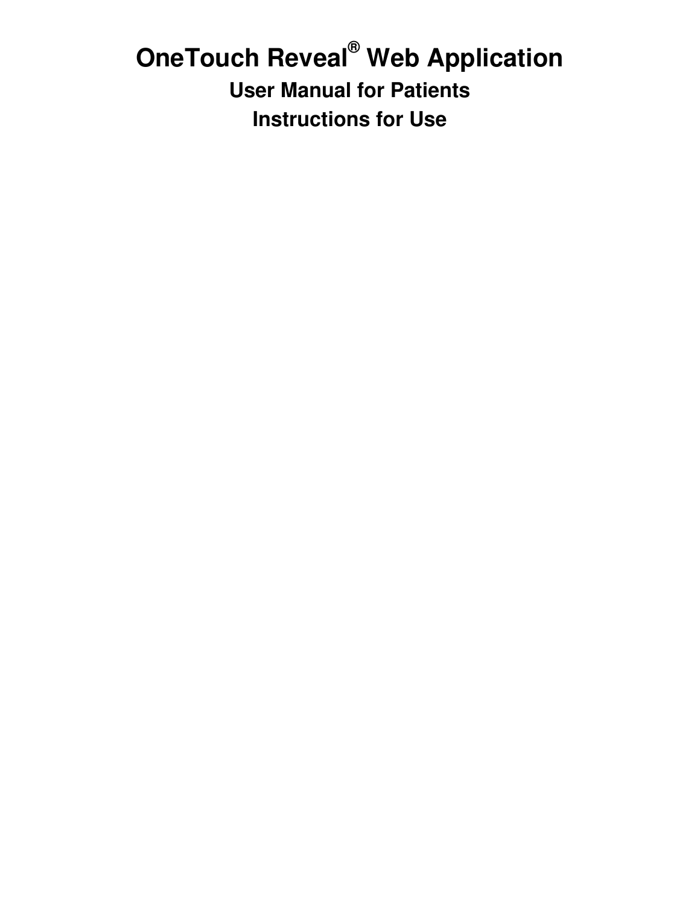# OneTouch Reveal® Web Application

## User Manual for Patients

## Instructions for Use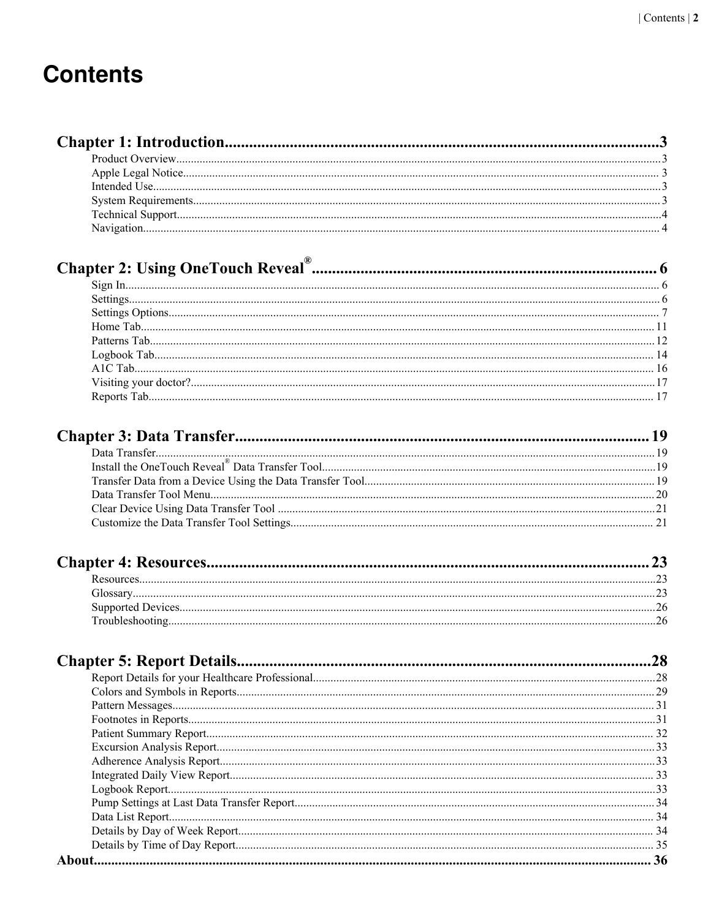# Contents

**Chapter 1: Introduction** .......... 3

- Product Overview .......... 3
- Apple Legal Notice .......... 3
- Intended Use .......... 3
- System Requirements .......... 3
- Technical Support .......... 4
- Navigation .......... 4

**Chapter 2: Using OneTouch Reveal®** .......... 6

- Sign In .......... 6
- Settings .......... 6
- Settings Options .......... 7
- Home Tab .......... 11
- Patterns Tab .......... 12
- Logbook Tab .......... 14
- A1C Tab .......... 16
- Visiting your doctor? .......... 17
- Reports Tab .......... 17

**Chapter 3: Data Transfer** .......... 19

- Data Transfer .......... 19
- Install the OneTouch Reveal® Data Transfer Tool .......... 19
- Transfer Data from a Device Using the Data Transfer Tool .......... 19
- Data Transfer Tool Menu .......... 20
- Clear Device Using Data Transfer Tool .......... 21
- Customize the Data Transfer Tool Settings .......... 21

**Chapter 4: Resources** .......... 23

- Resources .......... 23
- Glossary .......... 23
- Supported Devices .......... 26
- Troubleshooting .......... 26

**Chapter 5: Report Details** .......... 28

- Report Details for your Healthcare Professional .......... 28
- Colors and Symbols in Reports .......... 29
- Pattern Messages .......... 31
- Footnotes in Reports .......... 31
- Patient Summary Report .......... 32
- Excursion Analysis Report .......... 33
- Adherence Analysis Report .......... 33
- Integrated Daily View Report .......... 33
- Logbook Report .......... 33
- Pump Settings at Last Data Transfer Report .......... 34
- Data List Report .......... 34
- Details by Day of Week Report .......... 34
- Details by Time of Day Report .......... 35

**About** .......... 36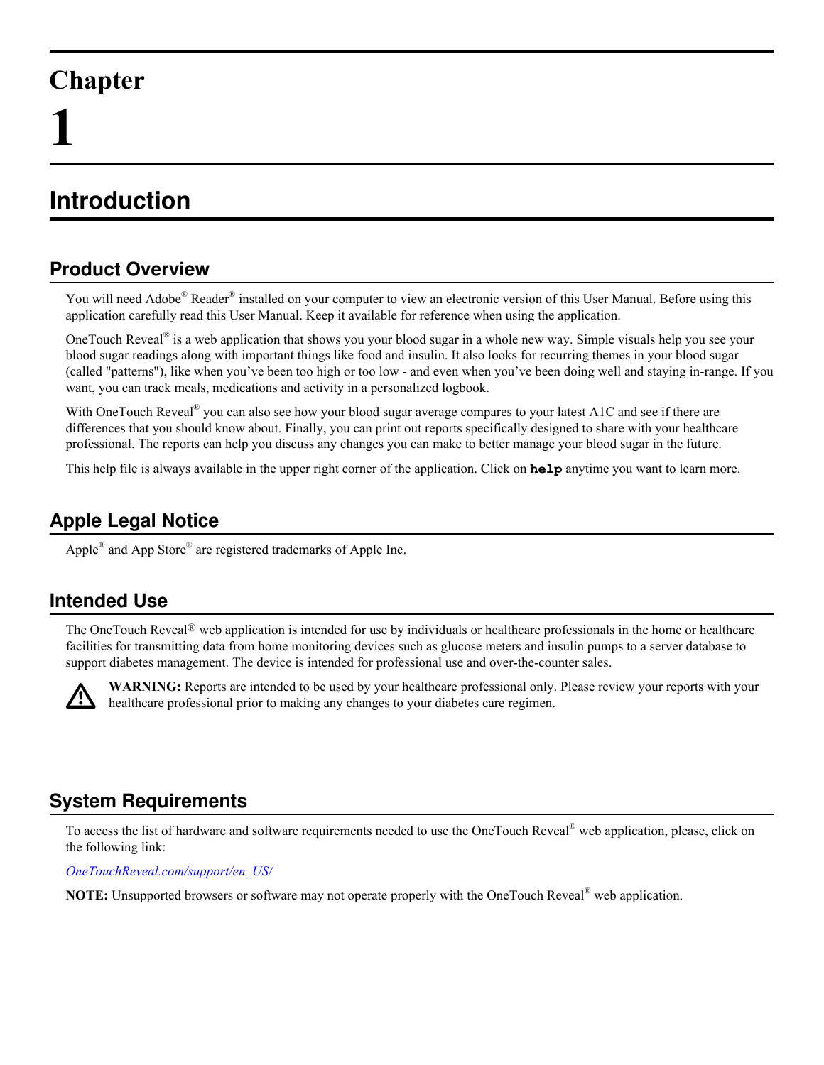# Chapter 1

# Introduction

## Product Overview

You will need Adobe® Reader® installed on your computer to view an electronic version of this User Manual. Before using this application carefully read this User Manual. Keep it available for reference when using the application.

OneTouch Reveal® is a web application that shows you your blood sugar in a whole new way. Simple visuals help you see your blood sugar readings along with important things like food and insulin. It also looks for recurring themes in your blood sugar (called "patterns"), like when you've been too high or too low - and even when you've been doing well and staying in-range. If you want, you can track meals, medications and activity in a personalized logbook.

With OneTouch Reveal® you can also see how your blood sugar average compares to your latest A1C and see if there are differences that you should know about. Finally, you can print out reports specifically designed to share with your healthcare professional. The reports can help you discuss any changes you can make to better manage your blood sugar in the future.

This help file is always available in the upper right corner of the application. Click on **`help`** anytime you want to learn more.

## Apple Legal Notice

Apple® and App Store® are registered trademarks of Apple Inc.

## Intended Use

The OneTouch Reveal® web application is intended for use by individuals or healthcare professionals in the home or healthcare facilities for transmitting data from home monitoring devices such as glucose meters and insulin pumps to a server database to support diabetes management. The device is intended for professional use and over-the-counter sales.

**WARNING:** Reports are intended to be used by your healthcare professional only. Please review your reports with your healthcare professional prior to making any changes to your diabetes care regimen.

## System Requirements

To access the list of hardware and software requirements needed to use the OneTouch Reveal® web application, please, click on the following link:

*OneTouchReveal.com/support/en_US/*

**NOTE:** Unsupported browsers or software may not operate properly with the OneTouch Reveal® web application.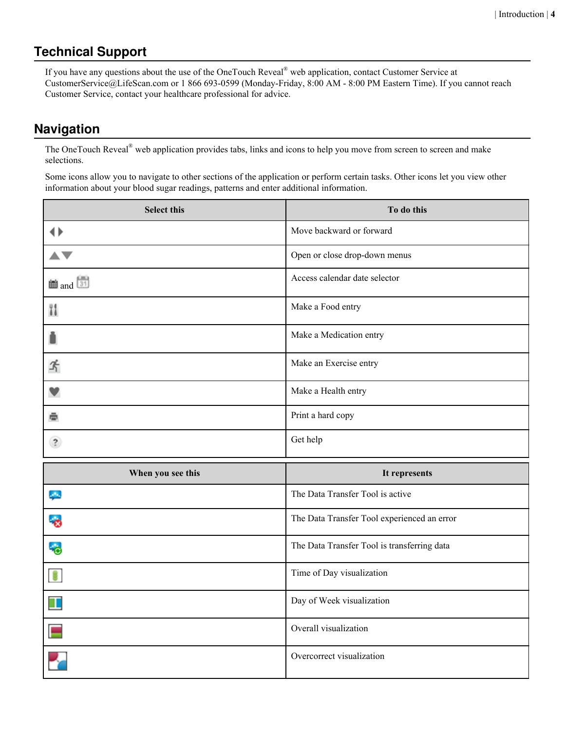## Technical Support

If you have any questions about the use of the OneTouch Reveal® web application, contact Customer Service at CustomerService@LifeScan.com or 1 866 693-0599 (Monday-Friday, 8:00 AM - 8:00 PM Eastern Time). If you cannot reach Customer Service, contact your healthcare professional for advice.

## Navigation

The OneTouch Reveal® web application provides tabs, links and icons to help you move from screen to screen and make selections.

Some icons allow you to navigate to other sections of the application or perform certain tasks. Other icons let you view other information about your blood sugar readings, patterns and enter additional information.

| Select this | To do this |
| --- | --- |
| | Move backward or forward |
| | Open or close drop-down menus |
| and | Access calendar date selector |
| | Make a Food entry |
| | Make a Medication entry |
| | Make an Exercise entry |
| | Make a Health entry |
| | Print a hard copy |
| | Get help |

| When you see this | It represents |
| --- | --- |
| | The Data Transfer Tool is active |
| | The Data Transfer Tool experienced an error |
| | The Data Transfer Tool is transferring data |
| | Time of Day visualization |
| | Day of Week visualization |
| | Overall visualization |
| | Overcorrect visualization |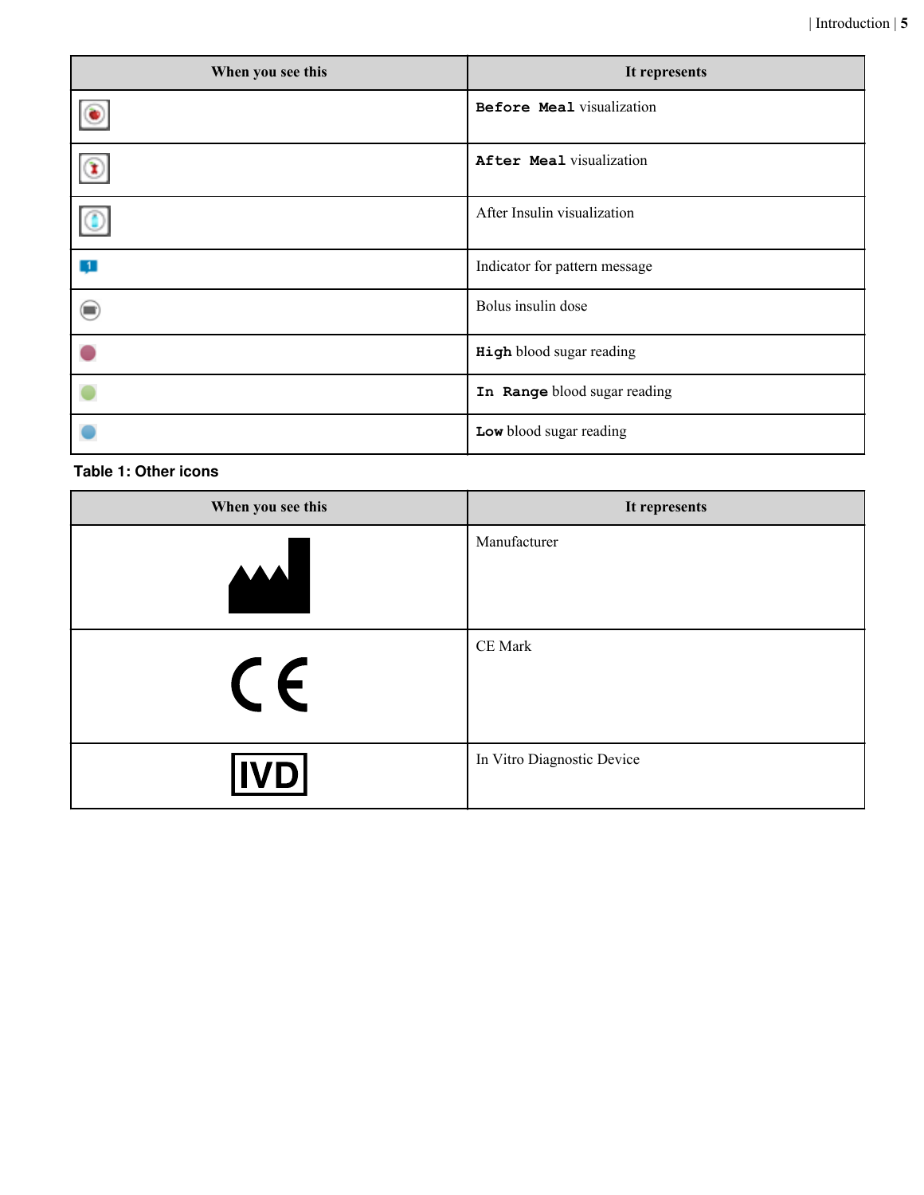| When you see this | It represents |
|---|---|
| | `Before Meal` visualization |
| | `After Meal` visualization |
| | After Insulin visualization |
| | Indicator for pattern message |
| | Bolus insulin dose |
| | `High` blood sugar reading |
| | `In Range` blood sugar reading |
| | `Low` blood sugar reading |

**Table 1: Other icons**

| When you see this | It represents |
|---|---|
| | Manufacturer |
| CE | CE Mark |
| IVD | In Vitro Diagnostic Device |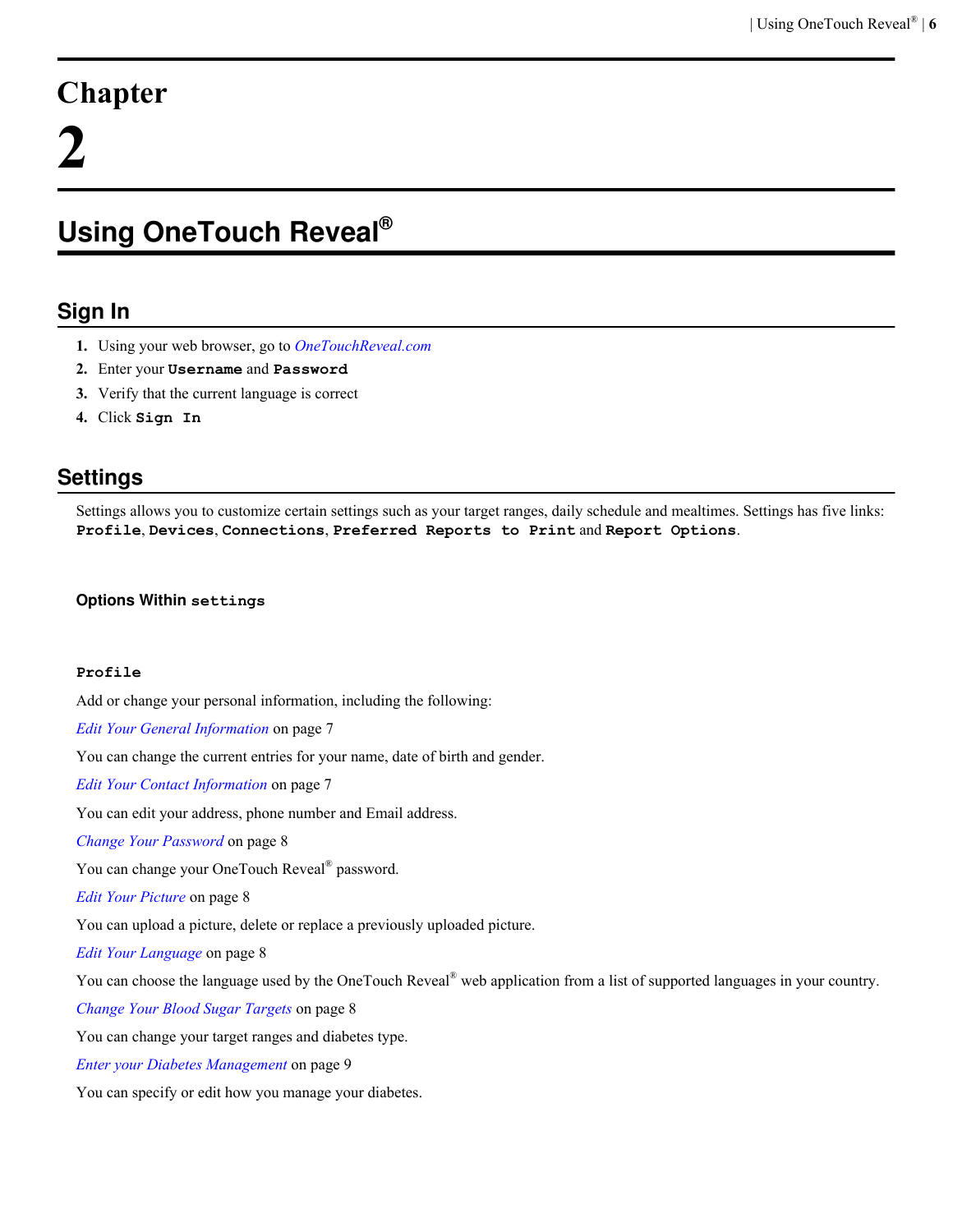# Chapter 2

# Using OneTouch Reveal®

## Sign In

1. Using your web browser, go to *OneTouchReveal.com*
2. Enter your `Username` and `Password`
3. Verify that the current language is correct
4. Click `Sign In`

## Settings

Settings allows you to customize certain settings such as your target ranges, daily schedule and mealtimes. Settings has five links: `Profile`, `Devices`, `Connections`, `Preferred Reports to Print` and `Report Options`.

### Options Within `settings`

#### `Profile`

Add or change your personal information, including the following:

*Edit Your General Information* on page 7

You can change the current entries for your name, date of birth and gender.

*Edit Your Contact Information* on page 7

You can edit your address, phone number and Email address.

*Change Your Password* on page 8

You can change your OneTouch Reveal® password.

*Edit Your Picture* on page 8

You can upload a picture, delete or replace a previously uploaded picture.

*Edit Your Language* on page 8

You can choose the language used by the OneTouch Reveal® web application from a list of supported languages in your country.

*Change Your Blood Sugar Targets* on page 8

You can change your target ranges and diabetes type.

*Enter your Diabetes Management* on page 9

You can specify or edit how you manage your diabetes.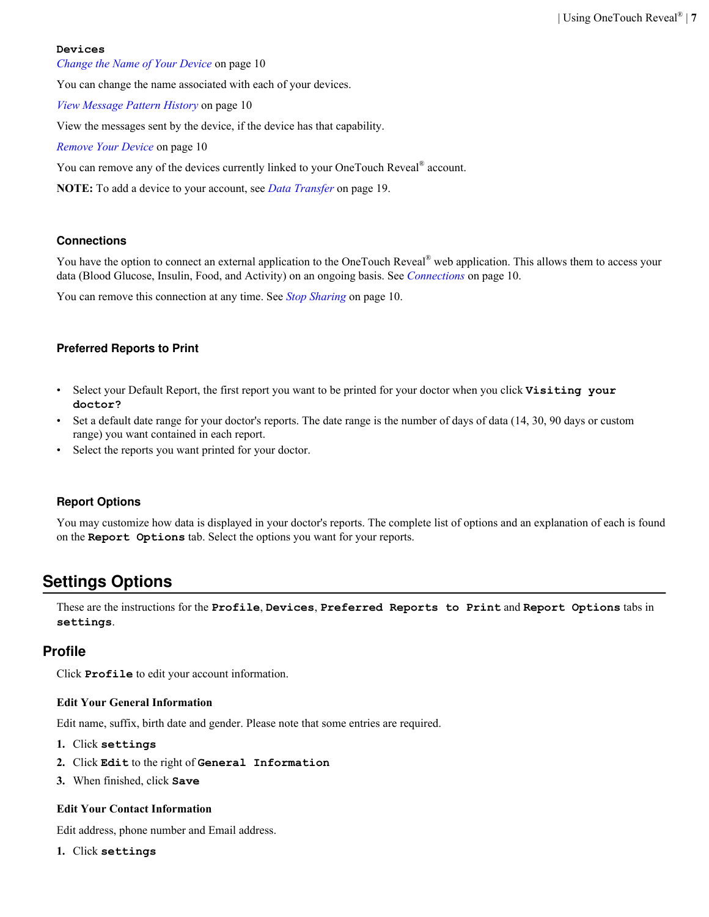### Devices

*Change the Name of Your Device* on page 10

You can change the name associated with each of your devices.

*View Message Pattern History* on page 10

View the messages sent by the device, if the device has that capability.

*Remove Your Device* on page 10

You can remove any of the devices currently linked to your OneTouch Reveal® account.

**NOTE:** To add a device to your account, see *Data Transfer* on page 19.

### Connections

You have the option to connect an external application to the OneTouch Reveal® web application. This allows them to access your data (Blood Glucose, Insulin, Food, and Activity) on an ongoing basis. See *Connections* on page 10.

You can remove this connection at any time. See *Stop Sharing* on page 10.

### Preferred Reports to Print

- Select your Default Report, the first report you want to be printed for your doctor when you click **Visiting your doctor?**
- Set a default date range for your doctor's reports. The date range is the number of days of data (14, 30, 90 days or custom range) you want contained in each report.
- Select the reports you want printed for your doctor.

### Report Options

You may customize how data is displayed in your doctor's reports. The complete list of options and an explanation of each is found on the **Report Options** tab. Select the options you want for your reports.

# Settings Options

These are the instructions for the **Profile**, **Devices**, **Preferred Reports to Print** and **Report Options** tabs in **settings**.

## Profile

Click **Profile** to edit your account information.

### Edit Your General Information

Edit name, suffix, birth date and gender. Please note that some entries are required.

1. Click **settings**
2. Click **Edit** to the right of **General Information**
3. When finished, click **Save**

### Edit Your Contact Information

Edit address, phone number and Email address.

1. Click **settings**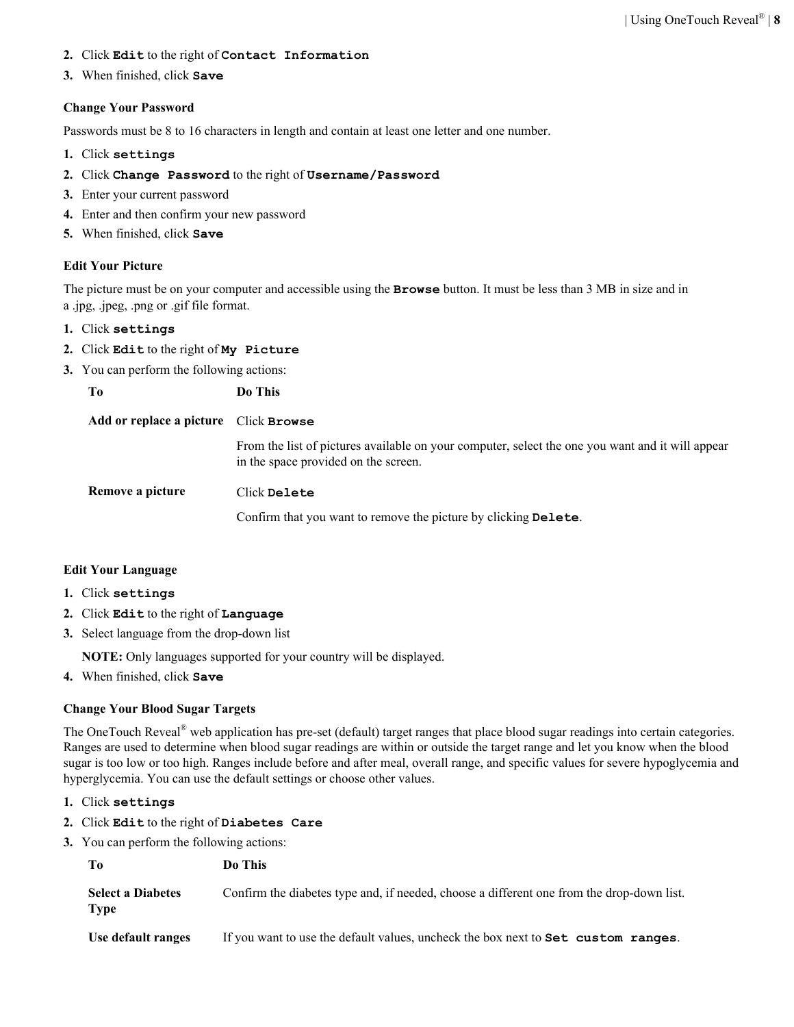2. Click **Edit** to the right of **Contact Information**
3. When finished, click **Save**

### Change Your Password

Passwords must be 8 to 16 characters in length and contain at least one letter and one number.

1. Click **settings**
2. Click **Change Password** to the right of **Username/Password**
3. Enter your current password
4. Enter and then confirm your new password
5. When finished, click **Save**

### Edit Your Picture

The picture must be on your computer and accessible using the **Browse** button. It must be less than 3 MB in size and in a .jpg, .jpeg, .png or .gif file format.

1. Click **settings**
2. Click **Edit** to the right of **My Picture**
3. You can perform the following actions:

| To | Do This |
| --- | --- |
| **Add or replace a picture** | Click **Browse**<br><br>From the list of pictures available on your computer, select the one you want and it will appear in the space provided on the screen. |
| **Remove a picture** | Click **Delete**<br><br>Confirm that you want to remove the picture by clicking **Delete**. |

### Edit Your Language

1. Click **settings**
2. Click **Edit** to the right of **Language**
3. Select language from the drop-down list

   **NOTE:** Only languages supported for your country will be displayed.
4. When finished, click **Save**

### Change Your Blood Sugar Targets

The OneTouch Reveal® web application has pre-set (default) target ranges that place blood sugar readings into certain categories. Ranges are used to determine when blood sugar readings are within or outside the target range and let you know when the blood sugar is too low or too high. Ranges include before and after meal, overall range, and specific values for severe hypoglycemia and hyperglycemia. You can use the default settings or choose other values.

1. Click **settings**
2. Click **Edit** to the right of **Diabetes Care**
3. You can perform the following actions:

| To | Do This |
| --- | --- |
| **Select a Diabetes Type** | Confirm the diabetes type and, if needed, choose a different one from the drop-down list. |
| **Use default ranges** | If you want to use the default values, uncheck the box next to **Set custom ranges**. |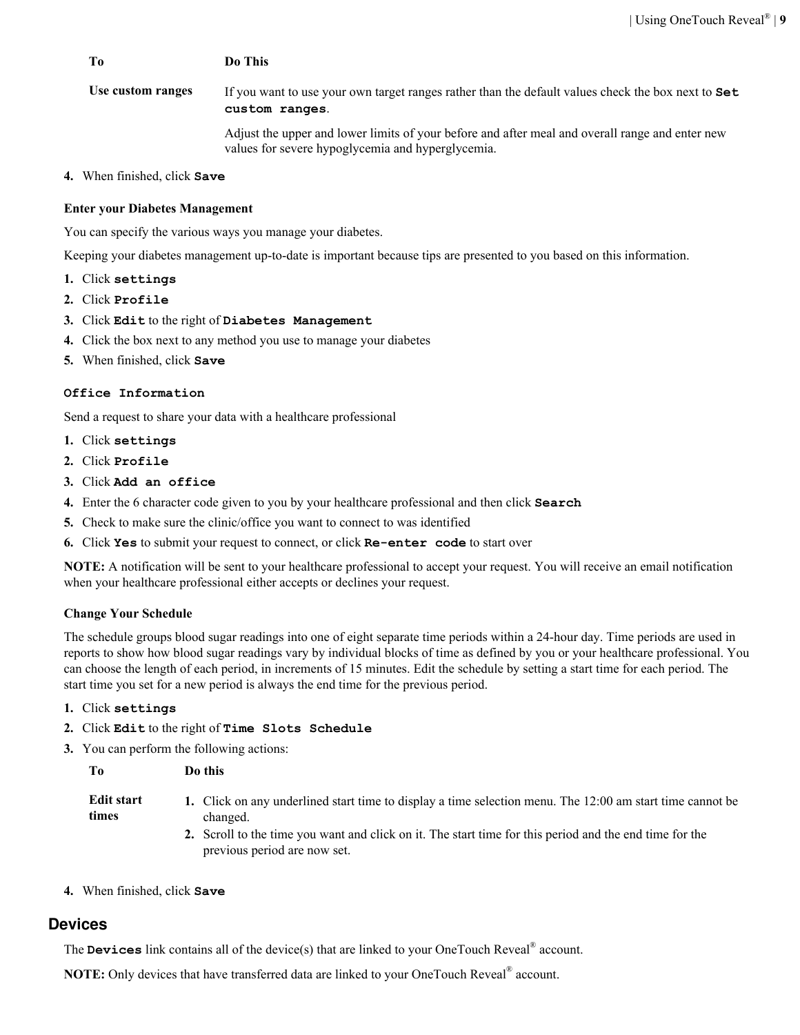| To | Do This |
| --- | --- |
| Use custom ranges | If you want to use your own target ranges rather than the default values check the box next to **`Set custom ranges`**.<br><br>Adjust the upper and lower limits of your before and after meal and overall range and enter new values for severe hypoglycemia and hyperglycemia. |

4. When finished, click **`Save`**

**Enter your Diabetes Management**

You can specify the various ways you manage your diabetes.

Keeping your diabetes management up-to-date is important because tips are presented to you based on this information.

1. Click **`settings`**
2. Click **`Profile`**
3. Click **`Edit`** to the right of **`Diabetes Management`**
4. Click the box next to any method you use to manage your diabetes
5. When finished, click **`Save`**

**`Office Information`**

Send a request to share your data with a healthcare professional

1. Click **`settings`**
2. Click **`Profile`**
3. Click **`Add an office`**
4. Enter the 6 character code given to you by your healthcare professional and then click **`Search`**
5. Check to make sure the clinic/office you want to connect to was identified
6. Click **`Yes`** to submit your request to connect, or click **`Re-enter code`** to start over

**NOTE:** A notification will be sent to your healthcare professional to accept your request. You will receive an email notification when your healthcare professional either accepts or declines your request.

**Change Your Schedule**

The schedule groups blood sugar readings into one of eight separate time periods within a 24-hour day. Time periods are used in reports to show how blood sugar readings vary by individual blocks of time as defined by you or your healthcare professional. You can choose the length of each period, in increments of 15 minutes. Edit the schedule by setting a start time for each period. The start time you set for a new period is always the end time for the previous period.

1. Click **`settings`**
2. Click **`Edit`** to the right of **`Time Slots Schedule`**
3. You can perform the following actions:

| To | Do this |
| --- | --- |
| Edit start times | 1. Click on any underlined start time to display a time selection menu. The 12:00 am start time cannot be changed.<br>2. Scroll to the time you want and click on it. The start time for this period and the end time for the previous period are now set. |

4. When finished, click **`Save`**

## Devices

The **`Devices`** link contains all of the device(s) that are linked to your OneTouch Reveal® account.

**NOTE:** Only devices that have transferred data are linked to your OneTouch Reveal® account.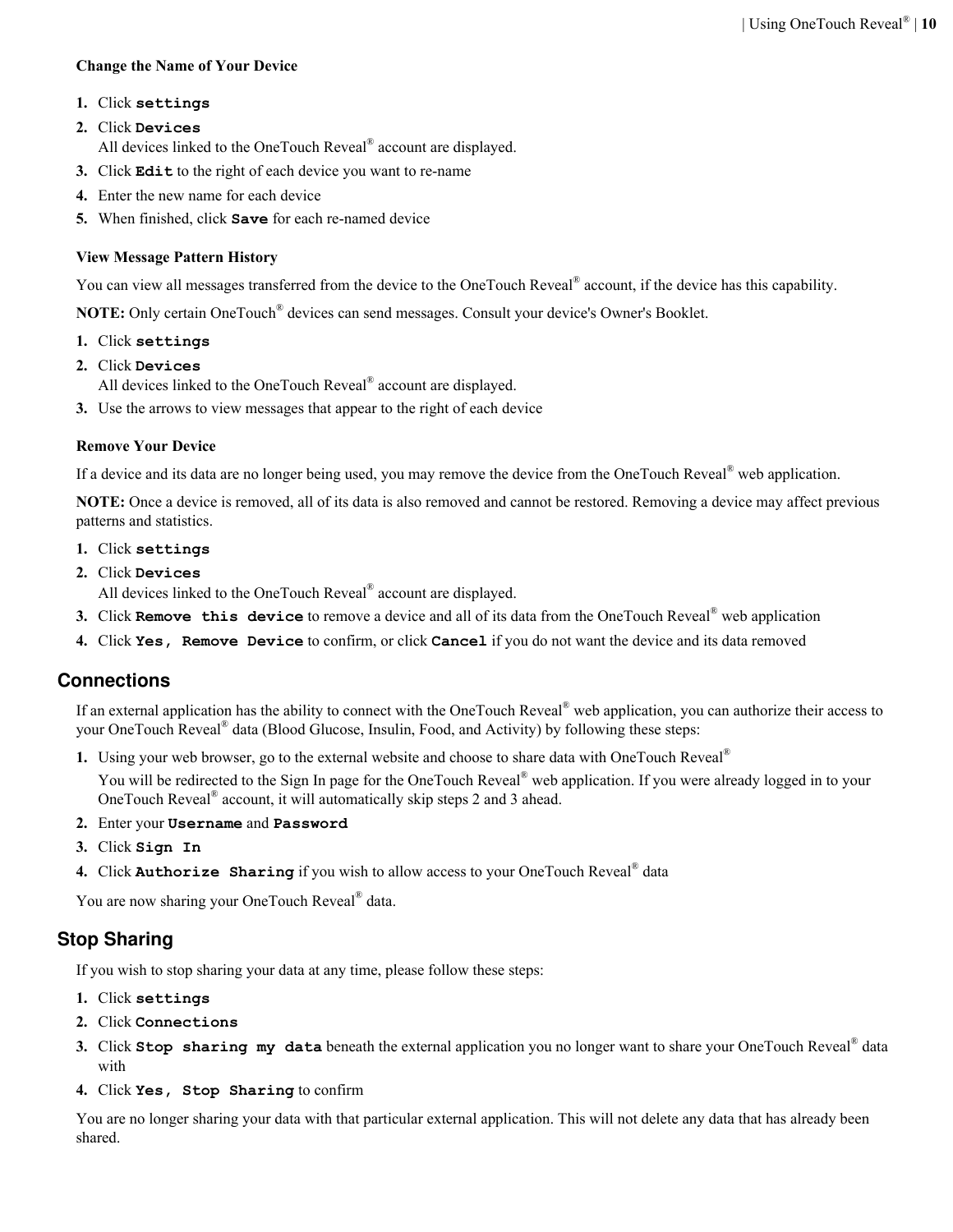### Change the Name of Your Device

1. Click **`settings`**
2. Click **`Devices`**
   All devices linked to the OneTouch Reveal® account are displayed.
3. Click **`Edit`** to the right of each device you want to re-name
4. Enter the new name for each device
5. When finished, click **`Save`** for each re-named device

### View Message Pattern History

You can view all messages transferred from the device to the OneTouch Reveal® account, if the device has this capability.

**NOTE:** Only certain OneTouch® devices can send messages. Consult your device's Owner's Booklet.

1. Click **`settings`**
2. Click **`Devices`**
   All devices linked to the OneTouch Reveal® account are displayed.
3. Use the arrows to view messages that appear to the right of each device

### Remove Your Device

If a device and its data are no longer being used, you may remove the device from the OneTouch Reveal® web application.

**NOTE:** Once a device is removed, all of its data is also removed and cannot be restored. Removing a device may affect previous patterns and statistics.

1. Click **`settings`**
2. Click **`Devices`**
   All devices linked to the OneTouch Reveal® account are displayed.
3. Click **`Remove this device`** to remove a device and all of its data from the OneTouch Reveal® web application
4. Click **`Yes, Remove Device`** to confirm, or click **`Cancel`** if you do not want the device and its data removed

## Connections

If an external application has the ability to connect with the OneTouch Reveal® web application, you can authorize their access to your OneTouch Reveal® data (Blood Glucose, Insulin, Food, and Activity) by following these steps:

1. Using your web browser, go to the external website and choose to share data with OneTouch Reveal®
   You will be redirected to the Sign In page for the OneTouch Reveal® web application. If you were already logged in to your OneTouch Reveal® account, it will automatically skip steps 2 and 3 ahead.
2. Enter your **`Username`** and **`Password`**
3. Click **`Sign In`**
4. Click **`Authorize Sharing`** if you wish to allow access to your OneTouch Reveal® data

You are now sharing your OneTouch Reveal® data.

## Stop Sharing

If you wish to stop sharing your data at any time, please follow these steps:

1. Click **`settings`**
2. Click **`Connections`**
3. Click **`Stop sharing my data`** beneath the external application you no longer want to share your OneTouch Reveal® data with
4. Click **`Yes, Stop Sharing`** to confirm

You are no longer sharing your data with that particular external application. This will not delete any data that has already been shared.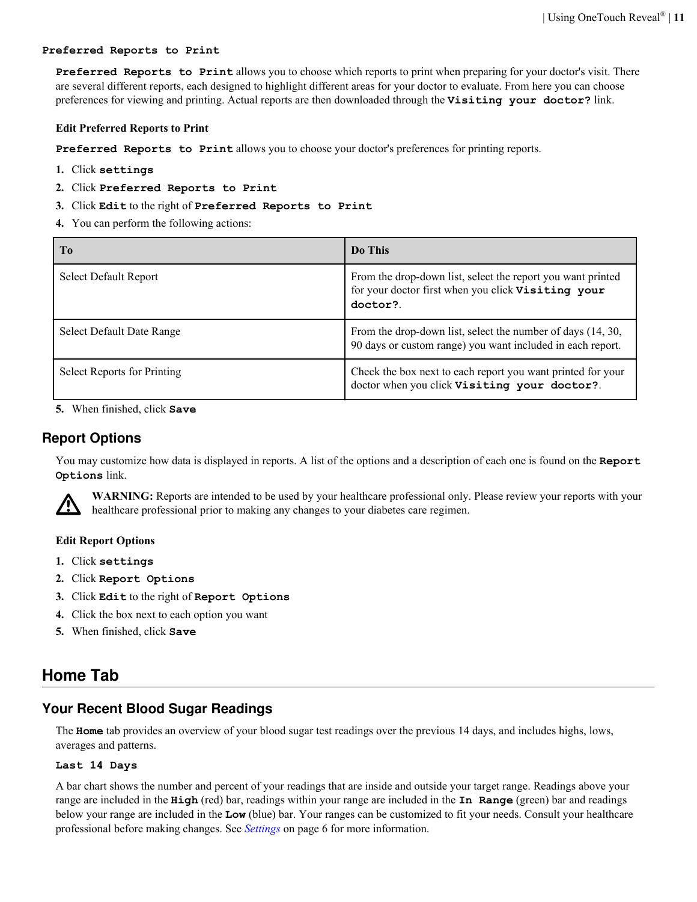**Preferred Reports to Print**

**Preferred Reports to Print** allows you to choose which reports to print when preparing for your doctor's visit. There are several different reports, each designed to highlight different areas for your doctor to evaluate. From here you can choose preferences for viewing and printing. Actual reports are then downloaded through the **Visiting your doctor?** link.

**Edit Preferred Reports to Print**

**Preferred Reports to Print** allows you to choose your doctor's preferences for printing reports.

1. Click **settings**
2. Click **Preferred Reports to Print**
3. Click **Edit** to the right of **Preferred Reports to Print**
4. You can perform the following actions:

| To | Do This |
|---|---|
| Select Default Report | From the drop-down list, select the report you want printed for your doctor first when you click **Visiting your doctor?**. |
| Select Default Date Range | From the drop-down list, select the number of days (14, 30, 90 days or custom range) you want included in each report. |
| Select Reports for Printing | Check the box next to each report you want printed for your doctor when you click **Visiting your doctor?**. |

5. When finished, click **Save**

## Report Options

You may customize how data is displayed in reports. A list of the options and a description of each one is found on the **Report Options** link.

**WARNING:** Reports are intended to be used by your healthcare professional only. Please review your reports with your healthcare professional prior to making any changes to your diabetes care regimen.

**Edit Report Options**

1. Click **settings**
2. Click **Report Options**
3. Click **Edit** to the right of **Report Options**
4. Click the box next to each option you want
5. When finished, click **Save**

# Home Tab

## Your Recent Blood Sugar Readings

The **Home** tab provides an overview of your blood sugar test readings over the previous 14 days, and includes highs, lows, averages and patterns.

**Last 14 Days**

A bar chart shows the number and percent of your readings that are inside and outside your target range. Readings above your range are included in the **High** (red) bar, readings within your range are included in the **In Range** (green) bar and readings below your range are included in the **Low** (blue) bar. Your ranges can be customized to fit your needs. Consult your healthcare professional before making changes. See *Settings* on page 6 for more information.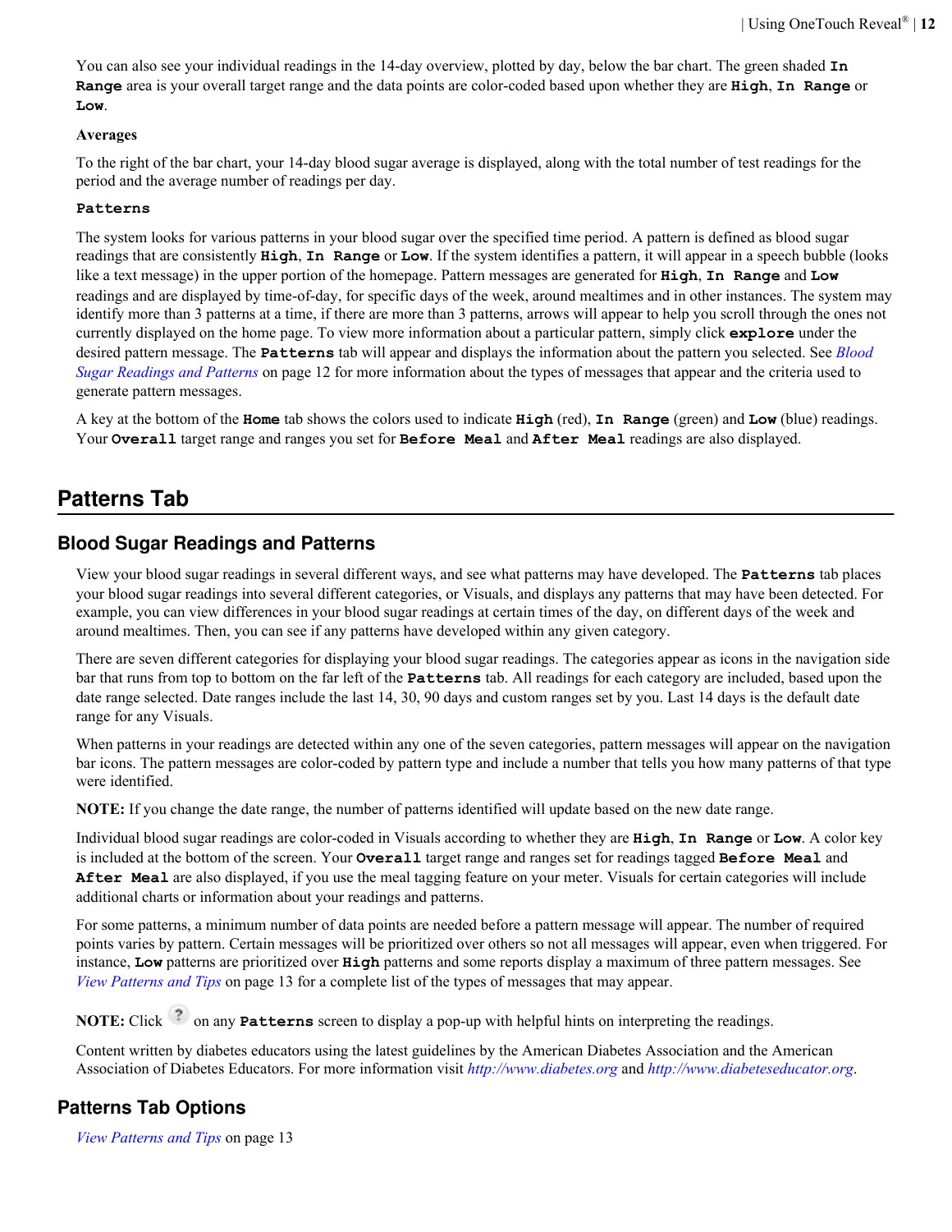You can also see your individual readings in the 14-day overview, plotted by day, below the bar chart. The green shaded **In Range** area is your overall target range and the data points are color-coded based upon whether they are **High**, **In Range** or **Low**.

**Averages**

To the right of the bar chart, your 14-day blood sugar average is displayed, along with the total number of test readings for the period and the average number of readings per day.

**Patterns**

The system looks for various patterns in your blood sugar over the specified time period. A pattern is defined as blood sugar readings that are consistently **High**, **In Range** or **Low**. If the system identifies a pattern, it will appear in a speech bubble (looks like a text message) in the upper portion of the homepage. Pattern messages are generated for **High**, **In Range** and **Low** readings and are displayed by time-of-day, for specific days of the week, around mealtimes and in other instances. The system may identify more than 3 patterns at a time, if there are more than 3 patterns, arrows will appear to help you scroll through the ones not currently displayed on the home page. To view more information about a particular pattern, simply click **explore** under the desired pattern message. The **Patterns** tab will appear and displays the information about the pattern you selected. See *Blood Sugar Readings and Patterns* on page 12 for more information about the types of messages that appear and the criteria used to generate pattern messages.

A key at the bottom of the **Home** tab shows the colors used to indicate **High** (red), **In Range** (green) and **Low** (blue) readings. Your **Overall** target range and ranges you set for **Before Meal** and **After Meal** readings are also displayed.

# Patterns Tab

## Blood Sugar Readings and Patterns

View your blood sugar readings in several different ways, and see what patterns may have developed. The **Patterns** tab places your blood sugar readings into several different categories, or Visuals, and displays any patterns that may have been detected. For example, you can view differences in your blood sugar readings at certain times of the day, on different days of the week and around mealtimes. Then, you can see if any patterns have developed within any given category.

There are seven different categories for displaying your blood sugar readings. The categories appear as icons in the navigation side bar that runs from top to bottom on the far left of the **Patterns** tab. All readings for each category are included, based upon the date range selected. Date ranges include the last 14, 30, 90 days and custom ranges set by you. Last 14 days is the default date range for any Visuals.

When patterns in your readings are detected within any one of the seven categories, pattern messages will appear on the navigation bar icons. The pattern messages are color-coded by pattern type and include a number that tells you how many patterns of that type were identified.

**NOTE:** If you change the date range, the number of patterns identified will update based on the new date range.

Individual blood sugar readings are color-coded in Visuals according to whether they are **High**, **In Range** or **Low**. A color key is included at the bottom of the screen. Your **Overall** target range and ranges set for readings tagged **Before Meal** and **After Meal** are also displayed, if you use the meal tagging feature on your meter. Visuals for certain categories will include additional charts or information about your readings and patterns.

For some patterns, a minimum number of data points are needed before a pattern message will appear. The number of required points varies by pattern. Certain messages will be prioritized over others so not all messages will appear, even when triggered. For instance, **Low** patterns are prioritized over **High** patterns and some reports display a maximum of three pattern messages. See *View Patterns and Tips* on page 13 for a complete list of the types of messages that may appear.

**NOTE:** Click ? on any **Patterns** screen to display a pop-up with helpful hints on interpreting the readings.

Content written by diabetes educators using the latest guidelines by the American Diabetes Association and the American Association of Diabetes Educators. For more information visit *http://www.diabetes.org* and *http://www.diabeteseducator.org*.

## Patterns Tab Options

*View Patterns and Tips* on page 13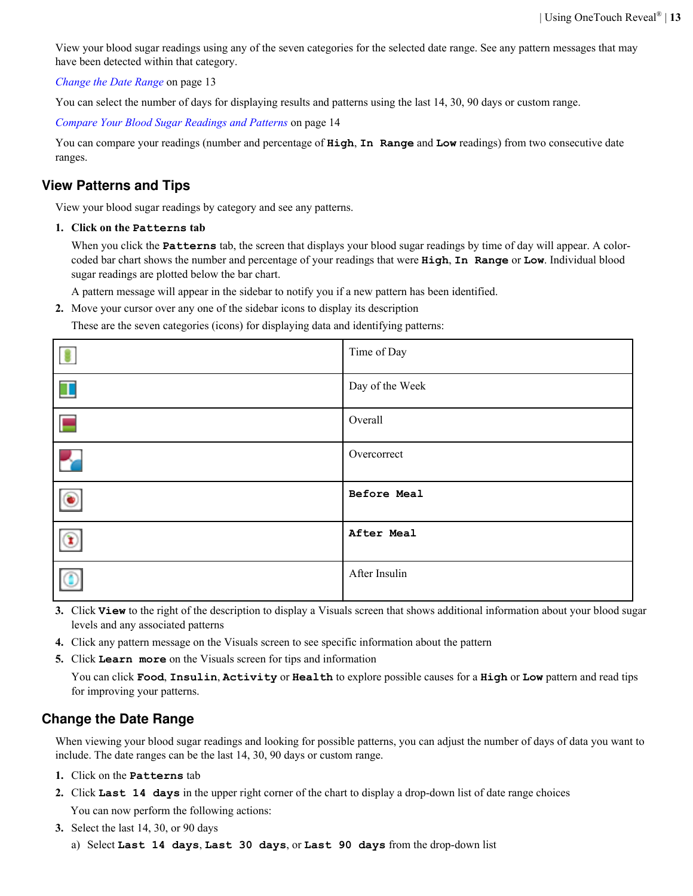View your blood sugar readings using any of the seven categories for the selected date range. See any pattern messages that may have been detected within that category.

*Change the Date Range* on page 13

You can select the number of days for displaying results and patterns using the last 14, 30, 90 days or custom range.

*Compare Your Blood Sugar Readings and Patterns* on page 14

You can compare your readings (number and percentage of `High`, `In Range` and `Low` readings) from two consecutive date ranges.

## View Patterns and Tips

View your blood sugar readings by category and see any patterns.

1. **Click on the `Patterns` tab**

   When you click the `Patterns` tab, the screen that displays your blood sugar readings by time of day will appear. A color-coded bar chart shows the number and percentage of your readings that were `High`, `In Range` or `Low`. Individual blood sugar readings are plotted below the bar chart.

   A pattern message will appear in the sidebar to notify you if a new pattern has been identified.

2. Move your cursor over any one of the sidebar icons to display its description

   These are the seven categories (icons) for displaying data and identifying patterns:

| | |
|---|---|
| | Time of Day |
| | Day of the Week |
| | Overall |
| | Overcorrect |
| | **`Before Meal`** |
| | **`After Meal`** |
| | After Insulin |

3. Click `View` to the right of the description to display a Visuals screen that shows additional information about your blood sugar levels and any associated patterns
4. Click any pattern message on the Visuals screen to see specific information about the pattern
5. Click `Learn more` on the Visuals screen for tips and information

   You can click `Food`, `Insulin`, `Activity` or `Health` to explore possible causes for a `High` or `Low` pattern and read tips for improving your patterns.

## Change the Date Range

When viewing your blood sugar readings and looking for possible patterns, you can adjust the number of days of data you want to include. The date ranges can be the last 14, 30, 90 days or custom range.

1. Click on the `Patterns` tab
2. Click `Last 14 days` in the upper right corner of the chart to display a drop-down list of date range choices

   You can now perform the following actions:

3. Select the last 14, 30, or 90 days
   a) Select `Last 14 days`, `Last 30 days`, or `Last 90 days` from the drop-down list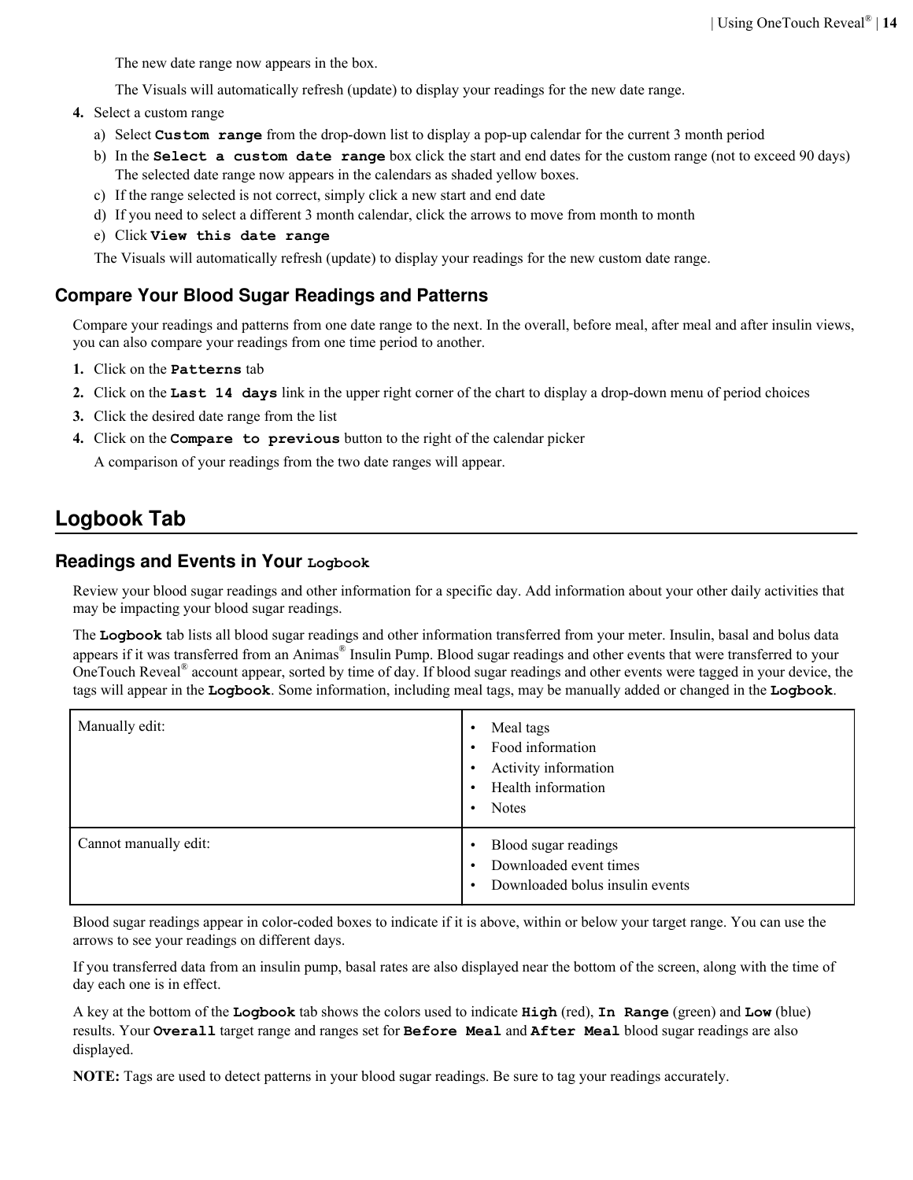The new date range now appears in the box.

The Visuals will automatically refresh (update) to display your readings for the new date range.

4. Select a custom range
   a) Select **Custom range** from the drop-down list to display a pop-up calendar for the current 3 month period
   b) In the **Select a custom date range** box click the start and end dates for the custom range (not to exceed 90 days) The selected date range now appears in the calendars as shaded yellow boxes.
   c) If the range selected is not correct, simply click a new start and end date
   d) If you need to select a different 3 month calendar, click the arrows to move from month to month
   e) Click **View this date range**

   The Visuals will automatically refresh (update) to display your readings for the new custom date range.

### Compare Your Blood Sugar Readings and Patterns

Compare your readings and patterns from one date range to the next. In the overall, before meal, after meal and after insulin views, you can also compare your readings from one time period to another.

1. Click on the **Patterns** tab
2. Click on the **Last 14 days** link in the upper right corner of the chart to display a drop-down menu of period choices
3. Click the desired date range from the list
4. Click on the **Compare to previous** button to the right of the calendar picker

   A comparison of your readings from the two date ranges will appear.

## Logbook Tab

### Readings and Events in Your Logbook

Review your blood sugar readings and other information for a specific day. Add information about your other daily activities that may be impacting your blood sugar readings.

The **Logbook** tab lists all blood sugar readings and other information transferred from your meter. Insulin, basal and bolus data appears if it was transferred from an Animas® Insulin Pump. Blood sugar readings and other events that were transferred to your OneTouch Reveal® account appear, sorted by time of day. If blood sugar readings and other events were tagged in your device, the tags will appear in the **Logbook**. Some information, including meal tags, may be manually added or changed in the **Logbook**.

| | |
|---|---|
| Manually edit: | • Meal tags<br>• Food information<br>• Activity information<br>• Health information<br>• Notes |
| Cannot manually edit: | • Blood sugar readings<br>• Downloaded event times<br>• Downloaded bolus insulin events |

Blood sugar readings appear in color-coded boxes to indicate if it is above, within or below your target range. You can use the arrows to see your readings on different days.

If you transferred data from an insulin pump, basal rates are also displayed near the bottom of the screen, along with the time of day each one is in effect.

A key at the bottom of the **Logbook** tab shows the colors used to indicate **High** (red), **In Range** (green) and **Low** (blue) results. Your **Overall** target range and ranges set for **Before Meal** and **After Meal** blood sugar readings are also displayed.

**NOTE:** Tags are used to detect patterns in your blood sugar readings. Be sure to tag your readings accurately.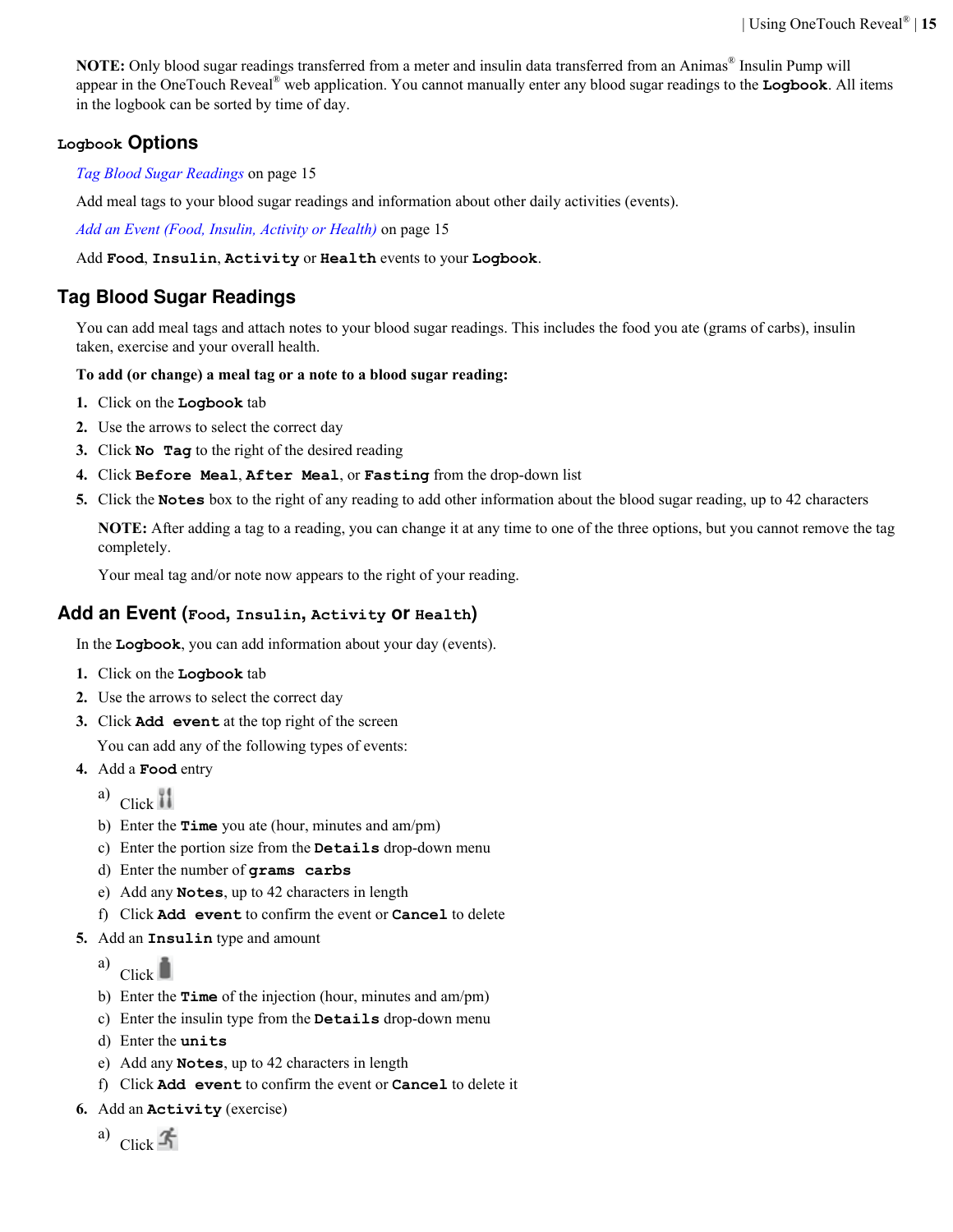**NOTE:** Only blood sugar readings transferred from a meter and insulin data transferred from an Animas® Insulin Pump will appear in the OneTouch Reveal® web application. You cannot manually enter any blood sugar readings to the **Logbook**. All items in the logbook can be sorted by time of day.

## Logbook Options

*Tag Blood Sugar Readings* on page 15

Add meal tags to your blood sugar readings and information about other daily activities (events).

*Add an Event (Food, Insulin, Activity or Health)* on page 15

Add **Food**, **Insulin**, **Activity** or **Health** events to your **Logbook**.

## Tag Blood Sugar Readings

You can add meal tags and attach notes to your blood sugar readings. This includes the food you ate (grams of carbs), insulin taken, exercise and your overall health.

**To add (or change) a meal tag or a note to a blood sugar reading:**

1. Click on the **Logbook** tab
2. Use the arrows to select the correct day
3. Click **No Tag** to the right of the desired reading
4. Click **Before Meal**, **After Meal**, or **Fasting** from the drop-down list
5. Click the **Notes** box to the right of any reading to add other information about the blood sugar reading, up to 42 characters

   **NOTE:** After adding a tag to a reading, you can change it at any time to one of the three options, but you cannot remove the tag completely.

   Your meal tag and/or note now appears to the right of your reading.

## Add an Event (Food, Insulin, Activity or Health)

In the **Logbook**, you can add information about your day (events).

1. Click on the **Logbook** tab
2. Use the arrows to select the correct day
3. Click **Add event** at the top right of the screen

   You can add any of the following types of events:

4. Add a **Food** entry
   a) Click
   b) Enter the **Time** you ate (hour, minutes and am/pm)
   c) Enter the portion size from the **Details** drop-down menu
   d) Enter the number of **grams carbs**
   e) Add any **Notes**, up to 42 characters in length
   f) Click **Add event** to confirm the event or **Cancel** to delete
5. Add an **Insulin** type and amount
   a) Click
   b) Enter the **Time** of the injection (hour, minutes and am/pm)
   c) Enter the insulin type from the **Details** drop-down menu
   d) Enter the **units**
   e) Add any **Notes**, up to 42 characters in length
   f) Click **Add event** to confirm the event or **Cancel** to delete it
6. Add an **Activity** (exercise)
   a) Click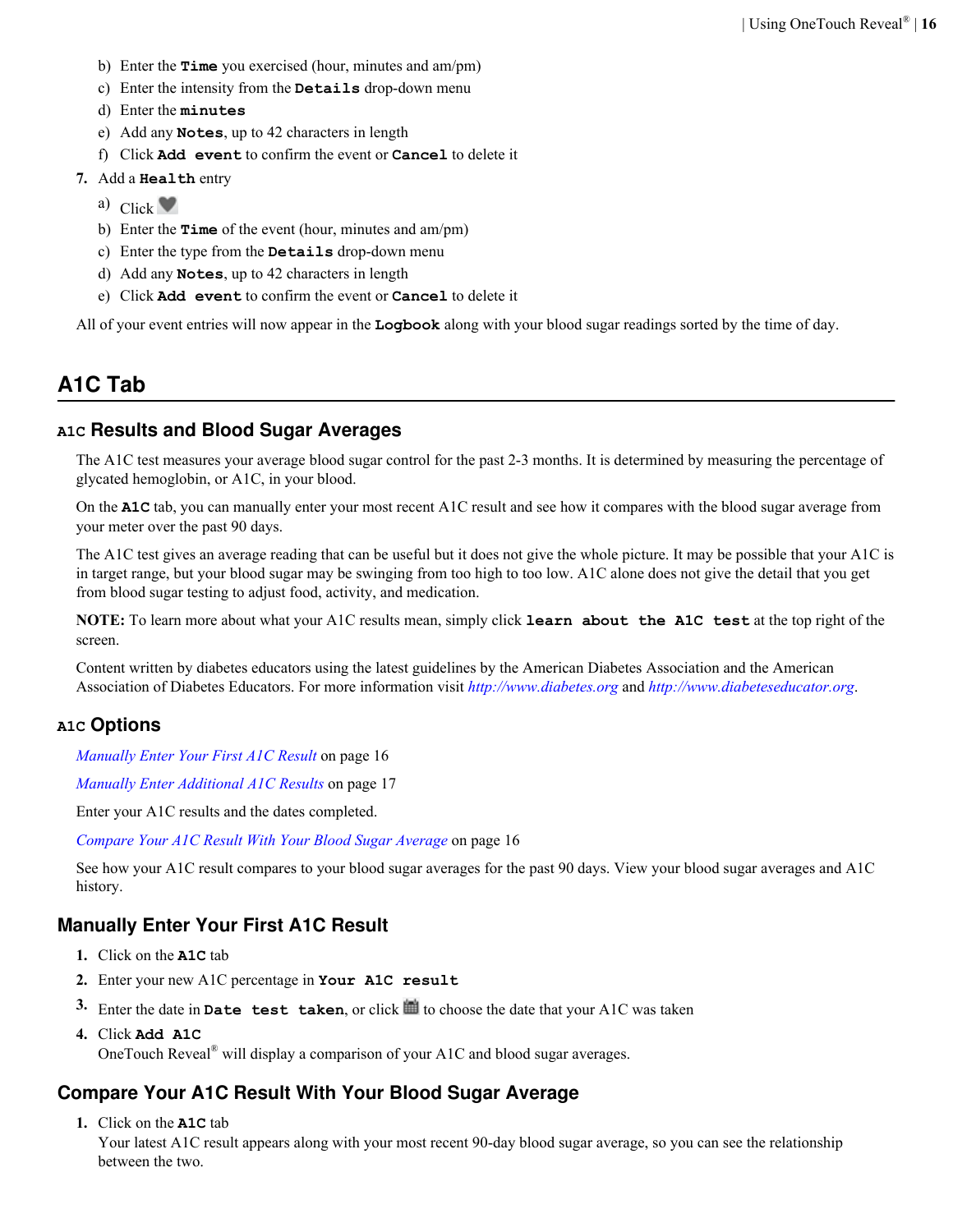b) Enter the **Time** you exercised (hour, minutes and am/pm)
   c) Enter the intensity from the **Details** drop-down menu
   d) Enter the **minutes**
   e) Add any **Notes**, up to 42 characters in length
   f) Click **Add event** to confirm the event or **Cancel** to delete it

7. Add a **Health** entry
   a) Click
   b) Enter the **Time** of the event (hour, minutes and am/pm)
   c) Enter the type from the **Details** drop-down menu
   d) Add any **Notes**, up to 42 characters in length
   e) Click **Add event** to confirm the event or **Cancel** to delete it

All of your event entries will now appear in the **Logbook** along with your blood sugar readings sorted by the time of day.

# A1C Tab

## A1C Results and Blood Sugar Averages

The A1C test measures your average blood sugar control for the past 2-3 months. It is determined by measuring the percentage of glycated hemoglobin, or A1C, in your blood.

On the **A1C** tab, you can manually enter your most recent A1C result and see how it compares with the blood sugar average from your meter over the past 90 days.

The A1C test gives an average reading that can be useful but it does not give the whole picture. It may be possible that your A1C is in target range, but your blood sugar may be swinging from too high to too low. A1C alone does not give the detail that you get from blood sugar testing to adjust food, activity, and medication.

**NOTE:** To learn more about what your A1C results mean, simply click **learn about the A1C test** at the top right of the screen.

Content written by diabetes educators using the latest guidelines by the American Diabetes Association and the American Association of Diabetes Educators. For more information visit *http://www.diabetes.org* and *http://www.diabeteseducator.org*.

## A1C Options

*Manually Enter Your First A1C Result* on page 16

*Manually Enter Additional A1C Results* on page 17

Enter your A1C results and the dates completed.

*Compare Your A1C Result With Your Blood Sugar Average* on page 16

See how your A1C result compares to your blood sugar averages for the past 90 days. View your blood sugar averages and A1C history.

## Manually Enter Your First A1C Result

1. Click on the **A1C** tab
2. Enter your new A1C percentage in **Your A1C result**
3. Enter the date in **Date test taken**, or click to choose the date that your A1C was taken
4. Click **Add A1C**
   OneTouch Reveal® will display a comparison of your A1C and blood sugar averages.

## Compare Your A1C Result With Your Blood Sugar Average

1. Click on the **A1C** tab
   Your latest A1C result appears along with your most recent 90-day blood sugar average, so you can see the relationship between the two.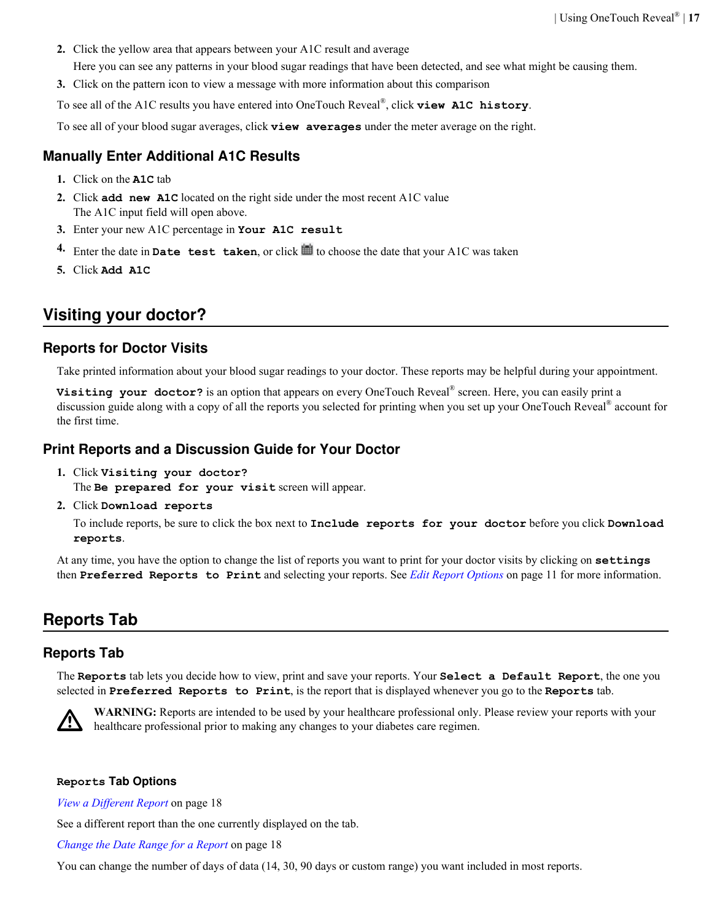2. Click the yellow area that appears between your A1C result and average

   Here you can see any patterns in your blood sugar readings that have been detected, and see what might be causing them.
3. Click on the pattern icon to view a message with more information about this comparison

To see all of the A1C results you have entered into OneTouch Reveal®, click **view A1C history**.

To see all of your blood sugar averages, click **view averages** under the meter average on the right.

### Manually Enter Additional A1C Results

1. Click on the **A1C** tab
2. Click **add new A1C** located on the right side under the most recent A1C value

   The A1C input field will open above.
3. Enter your new A1C percentage in **Your A1C result**
4. Enter the date in **Date test taken**, or click the calendar icon to choose the date that your A1C was taken
5. Click **Add A1C**

## Visiting your doctor?

### Reports for Doctor Visits

Take printed information about your blood sugar readings to your doctor. These reports may be helpful during your appointment.

**Visiting your doctor?** is an option that appears on every OneTouch Reveal® screen. Here, you can easily print a discussion guide along with a copy of all the reports you selected for printing when you set up your OneTouch Reveal® account for the first time.

### Print Reports and a Discussion Guide for Your Doctor

1. Click **Visiting your doctor?**

   The **Be prepared for your visit** screen will appear.
2. Click **Download reports**

   To include reports, be sure to click the box next to **Include reports for your doctor** before you click **Download reports**.

At any time, you have the option to change the list of reports you want to print for your doctor visits by clicking on **settings** then **Preferred Reports to Print** and selecting your reports. See *Edit Report Options* on page 11 for more information.

## Reports Tab

### Reports Tab

The **Reports** tab lets you decide how to view, print and save your reports. Your **Select a Default Report**, the one you selected in **Preferred Reports to Print**, is the report that is displayed whenever you go to the **Reports** tab.

**WARNING:** Reports are intended to be used by your healthcare professional only. Please review your reports with your healthcare professional prior to making any changes to your diabetes care regimen.

#### Reports Tab Options

*View a Different Report* on page 18

See a different report than the one currently displayed on the tab.

*Change the Date Range for a Report* on page 18

You can change the number of days of data (14, 30, 90 days or custom range) you want included in most reports.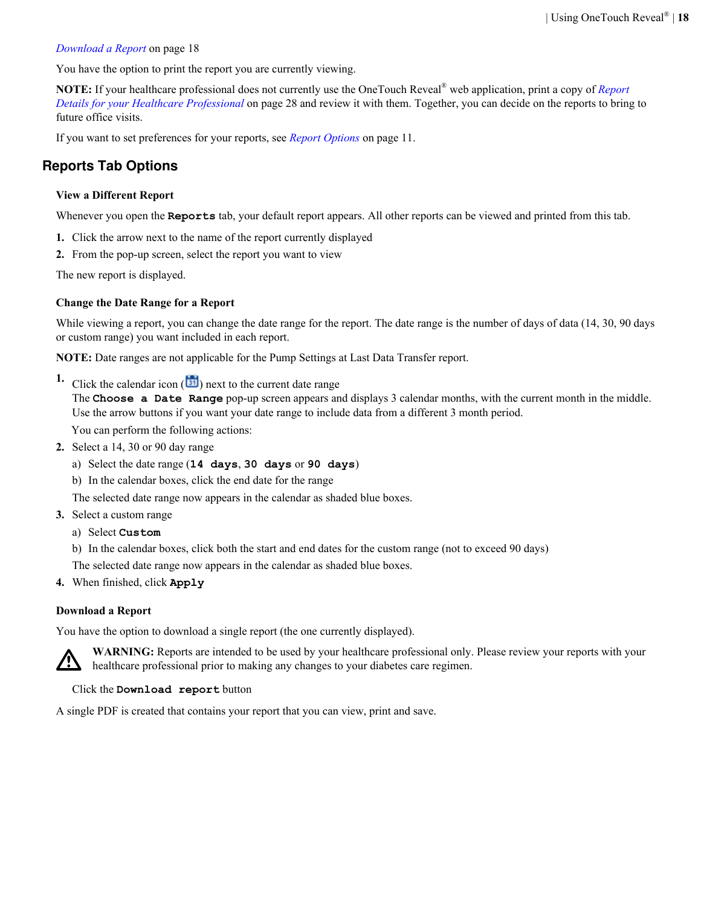*Download a Report* on page 18

You have the option to print the report you are currently viewing.

**NOTE:** If your healthcare professional does not currently use the OneTouch Reveal® web application, print a copy of *Report Details for your Healthcare Professional* on page 28 and review it with them. Together, you can decide on the reports to bring to future office visits.

If you want to set preferences for your reports, see *Report Options* on page 11.

## Reports Tab Options

### View a Different Report

Whenever you open the **`Reports`** tab, your default report appears. All other reports can be viewed and printed from this tab.

1. Click the arrow next to the name of the report currently displayed
2. From the pop-up screen, select the report you want to view

The new report is displayed.

### Change the Date Range for a Report

While viewing a report, you can change the date range for the report. The date range is the number of days of data (14, 30, 90 days or custom range) you want included in each report.

**NOTE:** Date ranges are not applicable for the Pump Settings at Last Data Transfer report.

1. Click the calendar icon ( ) next to the current date range
   The **`Choose a Date Range`** pop-up screen appears and displays 3 calendar months, with the current month in the middle. Use the arrow buttons if you want your date range to include data from a different 3 month period.

   You can perform the following actions:
2. Select a 14, 30 or 90 day range
   a) Select the date range (**`14 days`**, **`30 days`** or **`90 days`**)
   b) In the calendar boxes, click the end date for the range

   The selected date range now appears in the calendar as shaded blue boxes.
3. Select a custom range
   a) Select **`Custom`**
   b) In the calendar boxes, click both the start and end dates for the custom range (not to exceed 90 days)

   The selected date range now appears in the calendar as shaded blue boxes.
4. When finished, click **`Apply`**

### Download a Report

You have the option to download a single report (the one currently displayed).

**WARNING:** Reports are intended to be used by your healthcare professional only. Please review your reports with your healthcare professional prior to making any changes to your diabetes care regimen.

Click the **`Download report`** button

A single PDF is created that contains your report that you can view, print and save.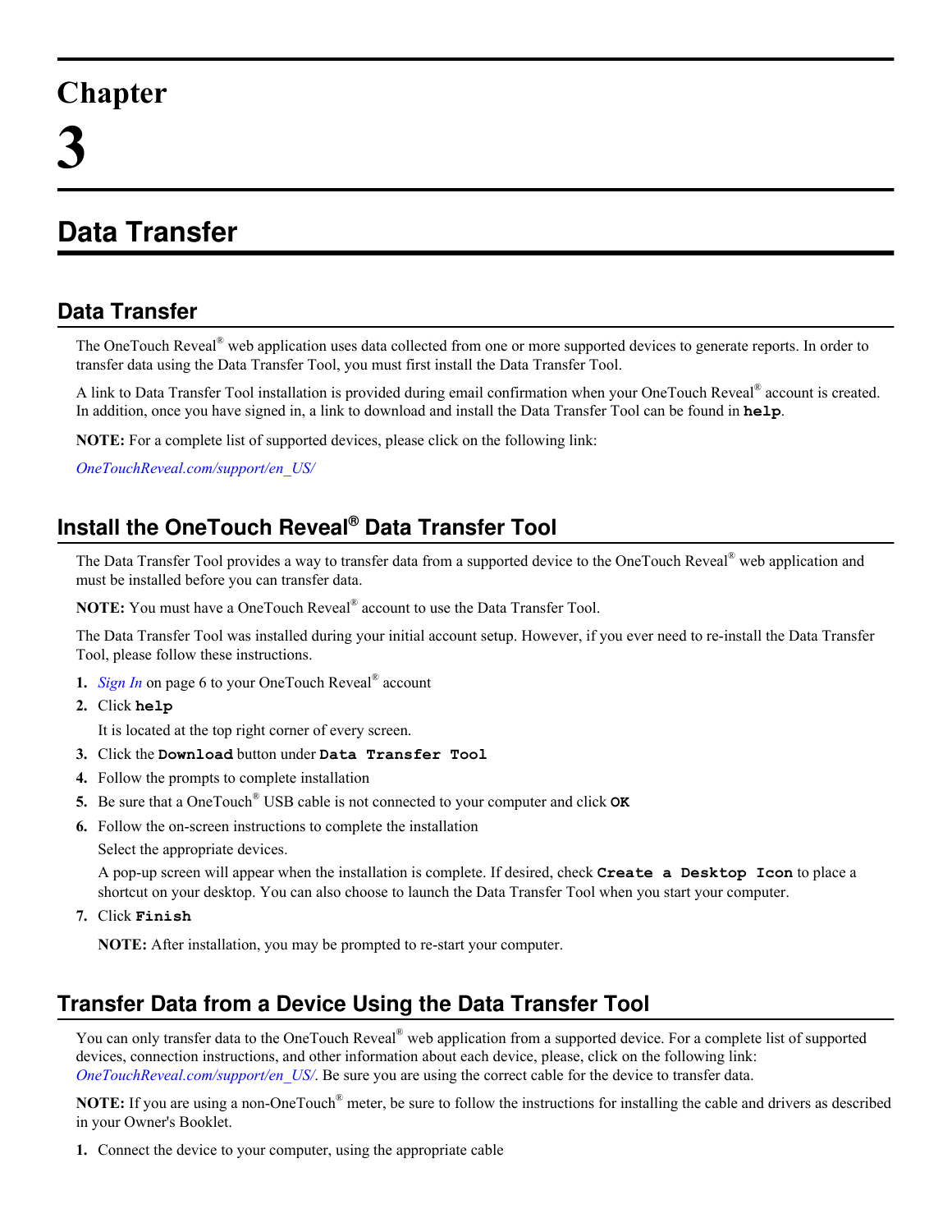# Chapter 3

# Data Transfer

## Data Transfer

The OneTouch Reveal® web application uses data collected from one or more supported devices to generate reports. In order to transfer data using the Data Transfer Tool, you must first install the Data Transfer Tool.

A link to Data Transfer Tool installation is provided during email confirmation when your OneTouch Reveal® account is created. In addition, once you have signed in, a link to download and install the Data Transfer Tool can be found in **help**.

**NOTE:** For a complete list of supported devices, please click on the following link:

*OneTouchReveal.com/support/en_US/*

## Install the OneTouch Reveal® Data Transfer Tool

The Data Transfer Tool provides a way to transfer data from a supported device to the OneTouch Reveal® web application and must be installed before you can transfer data.

**NOTE:** You must have a OneTouch Reveal® account to use the Data Transfer Tool.

The Data Transfer Tool was installed during your initial account setup. However, if you ever need to re-install the Data Transfer Tool, please follow these instructions.

1. *Sign In* on page 6 to your OneTouch Reveal® account
2. Click **help**

   It is located at the top right corner of every screen.
3. Click the **Download** button under **Data Transfer Tool**
4. Follow the prompts to complete installation
5. Be sure that a OneTouch® USB cable is not connected to your computer and click **OK**
6. Follow the on-screen instructions to complete the installation

   Select the appropriate devices.

   A pop-up screen will appear when the installation is complete. If desired, check **Create a Desktop Icon** to place a shortcut on your desktop. You can also choose to launch the Data Transfer Tool when you start your computer.
7. Click **Finish**

   **NOTE:** After installation, you may be prompted to re-start your computer.

## Transfer Data from a Device Using the Data Transfer Tool

You can only transfer data to the OneTouch Reveal® web application from a supported device. For a complete list of supported devices, connection instructions, and other information about each device, please, click on the following link: *OneTouchReveal.com/support/en_US/*. Be sure you are using the correct cable for the device to transfer data.

**NOTE:** If you are using a non-OneTouch® meter, be sure to follow the instructions for installing the cable and drivers as described in your Owner's Booklet.

1. Connect the device to your computer, using the appropriate cable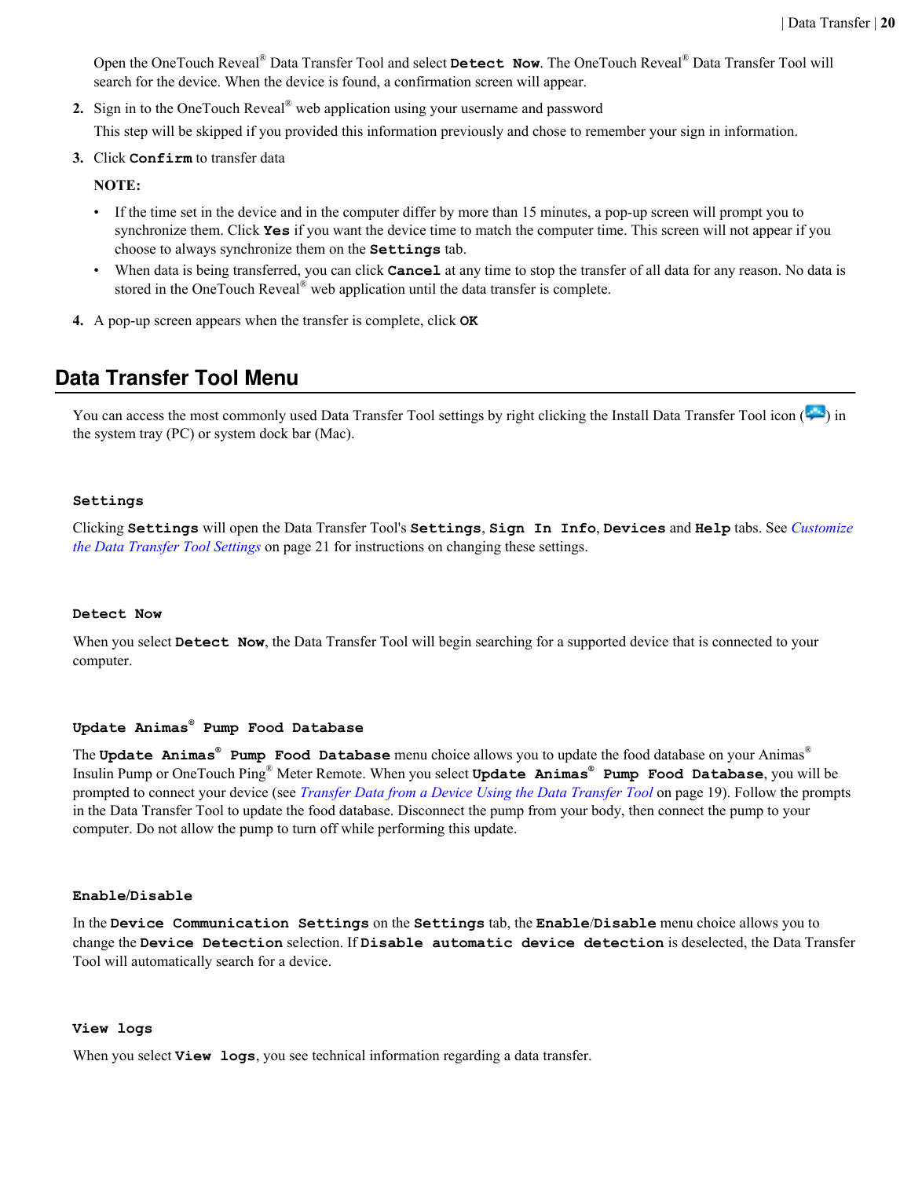Open the OneTouch Reveal® Data Transfer Tool and select **Detect Now**. The OneTouch Reveal® Data Transfer Tool will search for the device. When the device is found, a confirmation screen will appear.

2. Sign in to the OneTouch Reveal® web application using your username and password

   This step will be skipped if you provided this information previously and chose to remember your sign in information.

3. Click **Confirm** to transfer data

   **NOTE:**

   - If the time set in the device and in the computer differ by more than 15 minutes, a pop-up screen will prompt you to synchronize them. Click **Yes** if you want the device time to match the computer time. This screen will not appear if you choose to always synchronize them on the **Settings** tab.
   - When data is being transferred, you can click **Cancel** at any time to stop the transfer of all data for any reason. No data is stored in the OneTouch Reveal® web application until the data transfer is complete.

4. A pop-up screen appears when the transfer is complete, click **OK**

## Data Transfer Tool Menu

You can access the most commonly used Data Transfer Tool settings by right clicking the Install Data Transfer Tool icon ( ) in the system tray (PC) or system dock bar (Mac).

### Settings

Clicking **Settings** will open the Data Transfer Tool's **Settings**, **Sign In Info**, **Devices** and **Help** tabs. See *Customize the Data Transfer Tool Settings* on page 21 for instructions on changing these settings.

### Detect Now

When you select **Detect Now**, the Data Transfer Tool will begin searching for a supported device that is connected to your computer.

### Update Animas® Pump Food Database

The **Update Animas® Pump Food Database** menu choice allows you to update the food database on your Animas® Insulin Pump or OneTouch Ping® Meter Remote. When you select **Update Animas® Pump Food Database**, you will be prompted to connect your device (see *Transfer Data from a Device Using the Data Transfer Tool* on page 19). Follow the prompts in the Data Transfer Tool to update the food database. Disconnect the pump from your body, then connect the pump to your computer. Do not allow the pump to turn off while performing this update.

### Enable/Disable

In the **Device Communication Settings** on the **Settings** tab, the **Enable**/**Disable** menu choice allows you to change the **Device Detection** selection. If **Disable automatic device detection** is deselected, the Data Transfer Tool will automatically search for a device.

### View logs

When you select **View logs**, you see technical information regarding a data transfer.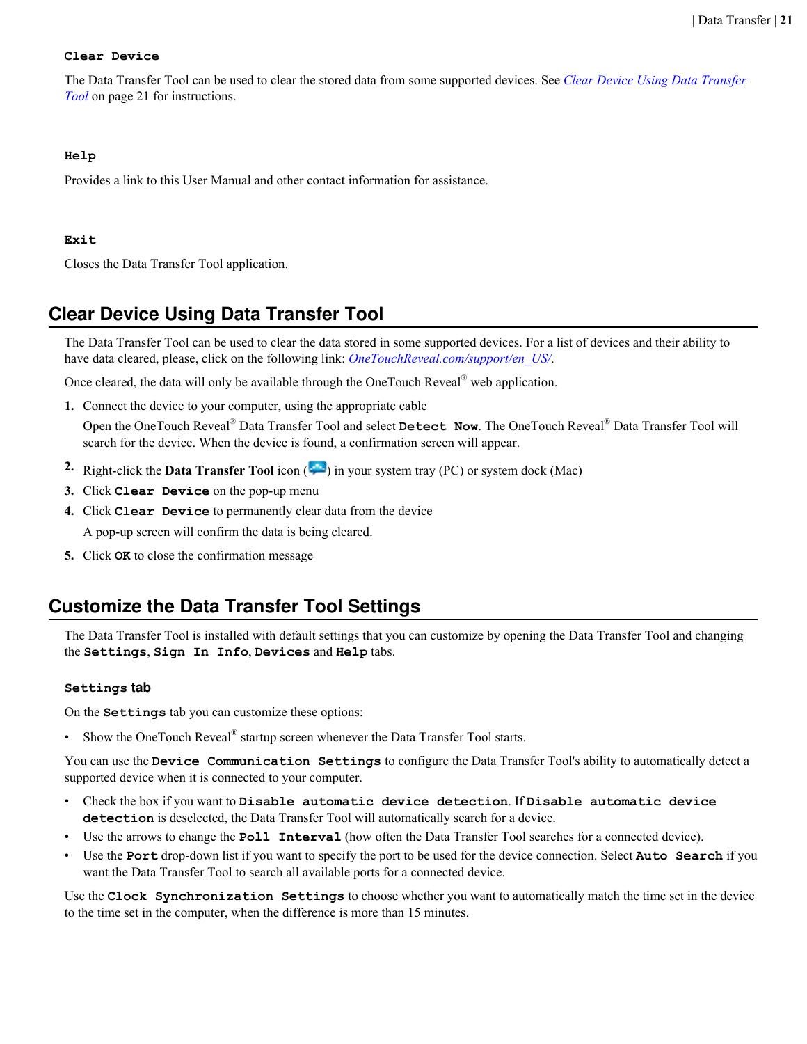**Clear Device**

The Data Transfer Tool can be used to clear the stored data from some supported devices. See *Clear Device Using Data Transfer Tool* on page 21 for instructions.

**Help**

Provides a link to this User Manual and other contact information for assistance.

**Exit**

Closes the Data Transfer Tool application.

## Clear Device Using Data Transfer Tool

The Data Transfer Tool can be used to clear the data stored in some supported devices. For a list of devices and their ability to have data cleared, please, click on the following link: *OneTouchReveal.com/support/en_US/*.

Once cleared, the data will only be available through the OneTouch Reveal® web application.

1. Connect the device to your computer, using the appropriate cable

   Open the OneTouch Reveal® Data Transfer Tool and select **Detect Now**. The OneTouch Reveal® Data Transfer Tool will search for the device. When the device is found, a confirmation screen will appear.
2. Right-click the **Data Transfer Tool** icon ( ) in your system tray (PC) or system dock (Mac)
3. Click **Clear Device** on the pop-up menu
4. Click **Clear Device** to permanently clear data from the device

   A pop-up screen will confirm the data is being cleared.
5. Click **OK** to close the confirmation message

## Customize the Data Transfer Tool Settings

The Data Transfer Tool is installed with default settings that you can customize by opening the Data Transfer Tool and changing the **Settings**, **Sign In Info**, **Devices** and **Help** tabs.

### Settings tab

On the **Settings** tab you can customize these options:

- Show the OneTouch Reveal® startup screen whenever the Data Transfer Tool starts.

You can use the **Device Communication Settings** to configure the Data Transfer Tool's ability to automatically detect a supported device when it is connected to your computer.

- Check the box if you want to **Disable automatic device detection**. If **Disable automatic device detection** is deselected, the Data Transfer Tool will automatically search for a device.
- Use the arrows to change the **Poll Interval** (how often the Data Transfer Tool searches for a connected device).
- Use the **Port** drop-down list if you want to specify the port to be used for the device connection. Select **Auto Search** if you want the Data Transfer Tool to search all available ports for a connected device.

Use the **Clock Synchronization Settings** to choose whether you want to automatically match the time set in the device to the time set in the computer, when the difference is more than 15 minutes.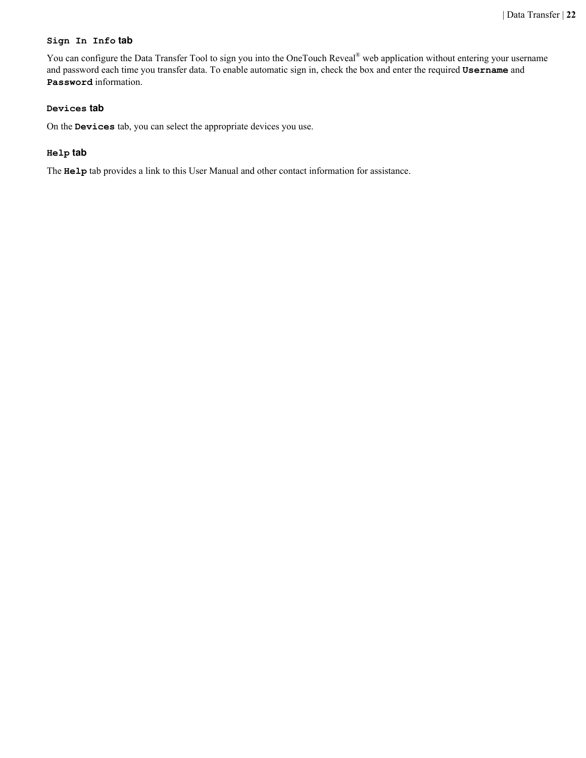### Sign In Info tab

You can configure the Data Transfer Tool to sign you into the OneTouch Reveal® web application without entering your username and password each time you transfer data. To enable automatic sign in, check the box and enter the required **Username** and **Password** information.

### Devices tab

On the **Devices** tab, you can select the appropriate devices you use.

### Help tab

The **Help** tab provides a link to this User Manual and other contact information for assistance.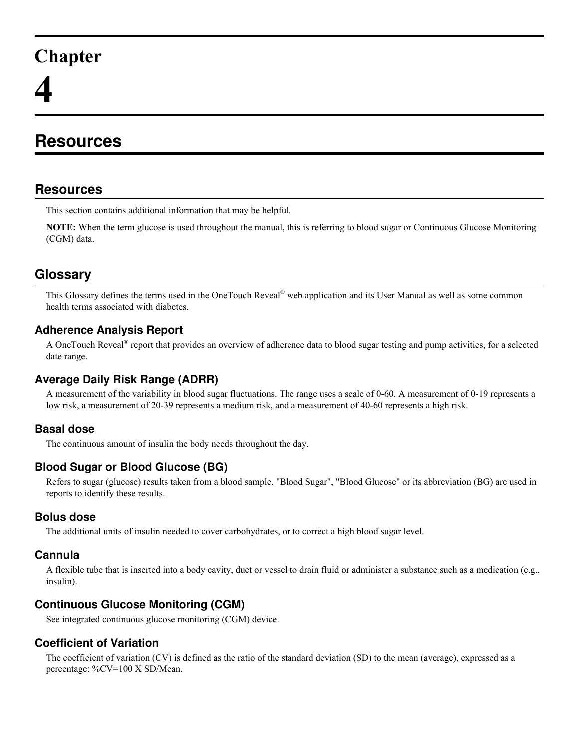# Chapter 4

# Resources

## Resources

This section contains additional information that may be helpful.

**NOTE:** When the term glucose is used throughout the manual, this is referring to blood sugar or Continuous Glucose Monitoring (CGM) data.

## Glossary

This Glossary defines the terms used in the OneTouch Reveal® web application and its User Manual as well as some common health terms associated with diabetes.

### Adherence Analysis Report

A OneTouch Reveal® report that provides an overview of adherence data to blood sugar testing and pump activities, for a selected date range.

### Average Daily Risk Range (ADRR)

A measurement of the variability in blood sugar fluctuations. The range uses a scale of 0-60. A measurement of 0-19 represents a low risk, a measurement of 20-39 represents a medium risk, and a measurement of 40-60 represents a high risk.

### Basal dose

The continuous amount of insulin the body needs throughout the day.

### Blood Sugar or Blood Glucose (BG)

Refers to sugar (glucose) results taken from a blood sample. "Blood Sugar", "Blood Glucose" or its abbreviation (BG) are used in reports to identify these results.

### Bolus dose

The additional units of insulin needed to cover carbohydrates, or to correct a high blood sugar level.

### Cannula

A flexible tube that is inserted into a body cavity, duct or vessel to drain fluid or administer a substance such as a medication (e.g., insulin).

### Continuous Glucose Monitoring (CGM)

See integrated continuous glucose monitoring (CGM) device.

### Coefficient of Variation

The coefficient of variation (CV) is defined as the ratio of the standard deviation (SD) to the mean (average), expressed as a percentage: $\%CV = 100 \times SD/Mean$.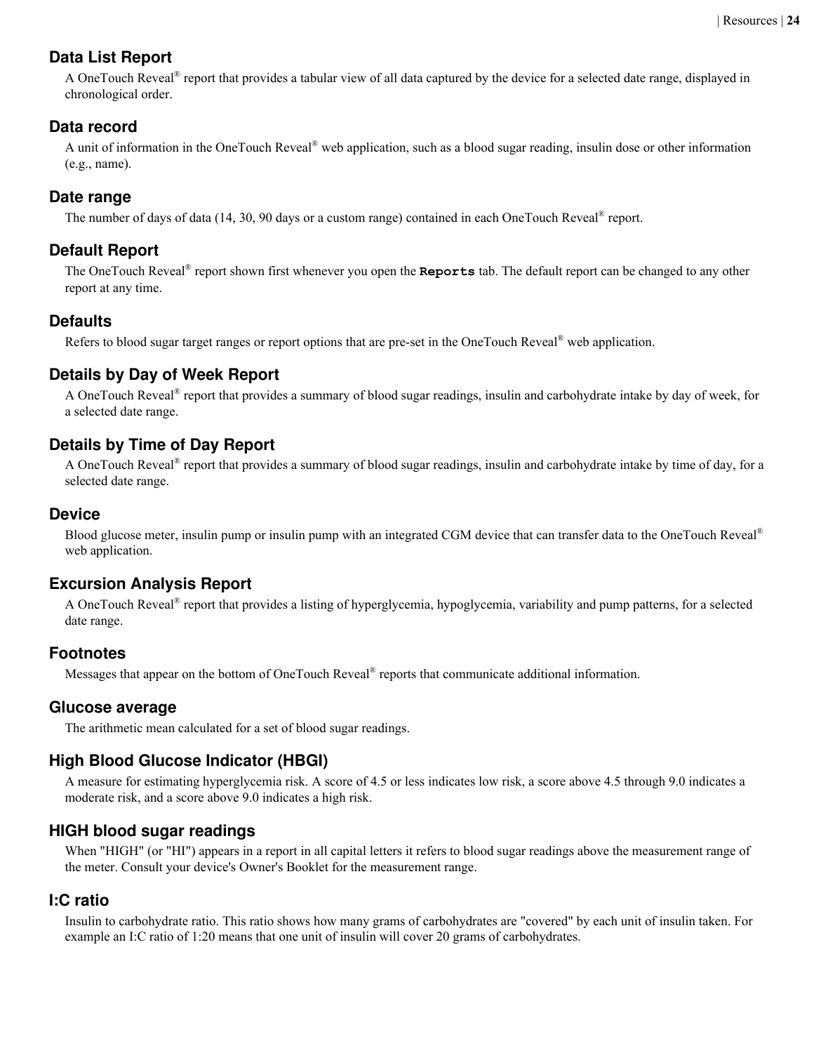## Data List Report

A OneTouch Reveal® report that provides a tabular view of all data captured by the device for a selected date range, displayed in chronological order.

## Data record

A unit of information in the OneTouch Reveal® web application, such as a blood sugar reading, insulin dose or other information (e.g., name).

## Date range

The number of days of data (14, 30, 90 days or a custom range) contained in each OneTouch Reveal® report.

## Default Report

The OneTouch Reveal® report shown first whenever you open the **`Reports`** tab. The default report can be changed to any other report at any time.

## Defaults

Refers to blood sugar target ranges or report options that are pre-set in the OneTouch Reveal® web application.

## Details by Day of Week Report

A OneTouch Reveal® report that provides a summary of blood sugar readings, insulin and carbohydrate intake by day of week, for a selected date range.

## Details by Time of Day Report

A OneTouch Reveal® report that provides a summary of blood sugar readings, insulin and carbohydrate intake by time of day, for a selected date range.

## Device

Blood glucose meter, insulin pump or insulin pump with an integrated CGM device that can transfer data to the OneTouch Reveal® web application.

## Excursion Analysis Report

A OneTouch Reveal® report that provides a listing of hyperglycemia, hypoglycemia, variability and pump patterns, for a selected date range.

## Footnotes

Messages that appear on the bottom of OneTouch Reveal® reports that communicate additional information.

## Glucose average

The arithmetic mean calculated for a set of blood sugar readings.

## High Blood Glucose Indicator (HBGI)

A measure for estimating hyperglycemia risk. A score of 4.5 or less indicates low risk, a score above 4.5 through 9.0 indicates a moderate risk, and a score above 9.0 indicates a high risk.

## HIGH blood sugar readings

When "HIGH" (or "HI") appears in a report in all capital letters it refers to blood sugar readings above the measurement range of the meter. Consult your device's Owner's Booklet for the measurement range.

## I:C ratio

Insulin to carbohydrate ratio. This ratio shows how many grams of carbohydrates are "covered" by each unit of insulin taken. For example an I:C ratio of 1:20 means that one unit of insulin will cover 20 grams of carbohydrates.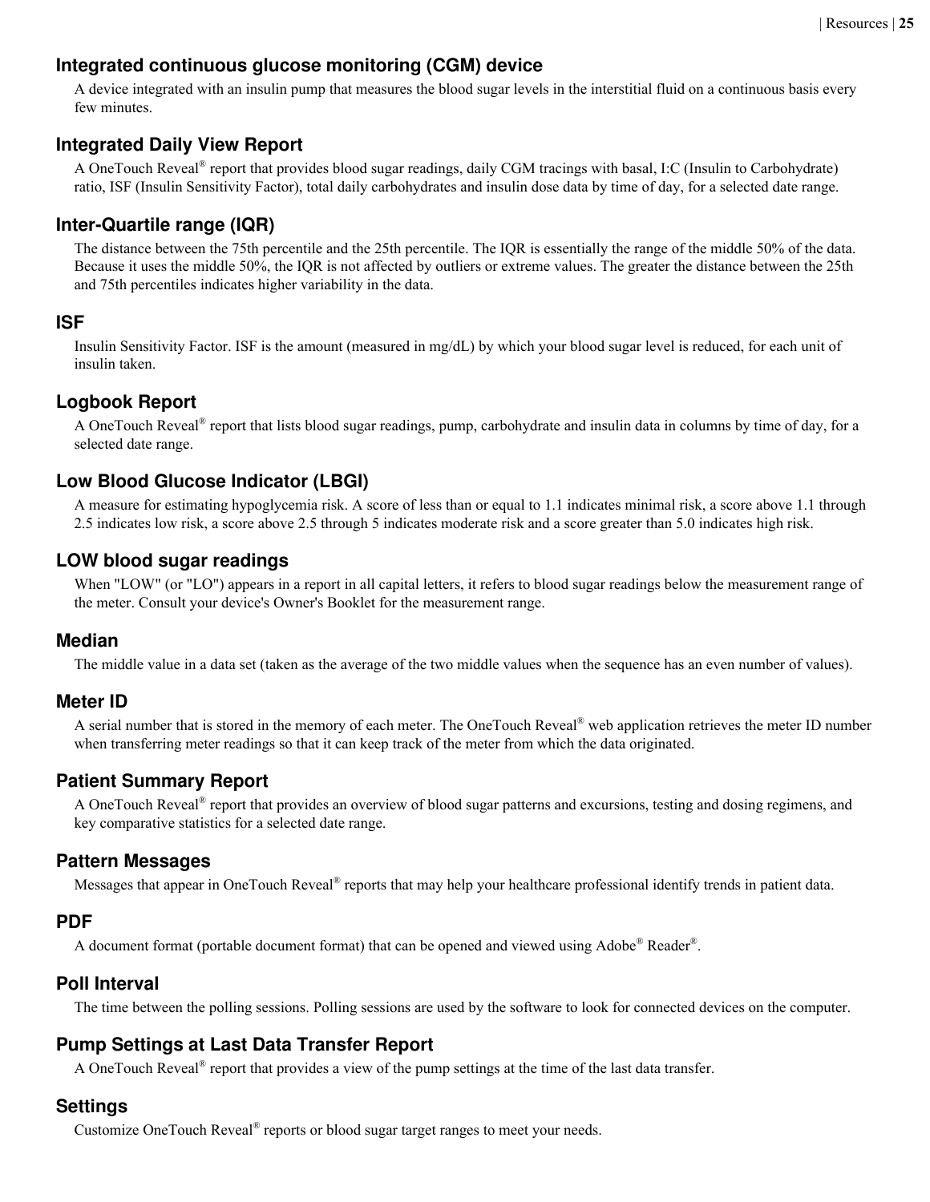### Integrated continuous glucose monitoring (CGM) device

A device integrated with an insulin pump that measures the blood sugar levels in the interstitial fluid on a continuous basis every few minutes.

### Integrated Daily View Report

A OneTouch Reveal® report that provides blood sugar readings, daily CGM tracings with basal, I:C (Insulin to Carbohydrate) ratio, ISF (Insulin Sensitivity Factor), total daily carbohydrates and insulin dose data by time of day, for a selected date range.

### Inter-Quartile range (IQR)

The distance between the 75th percentile and the 25th percentile. The IQR is essentially the range of the middle 50% of the data. Because it uses the middle 50%, the IQR is not affected by outliers or extreme values. The greater the distance between the 25th and 75th percentiles indicates higher variability in the data.

### ISF

Insulin Sensitivity Factor. ISF is the amount (measured in mg/dL) by which your blood sugar level is reduced, for each unit of insulin taken.

### Logbook Report

A OneTouch Reveal® report that lists blood sugar readings, pump, carbohydrate and insulin data in columns by time of day, for a selected date range.

### Low Blood Glucose Indicator (LBGI)

A measure for estimating hypoglycemia risk. A score of less than or equal to 1.1 indicates minimal risk, a score above 1.1 through 2.5 indicates low risk, a score above 2.5 through 5 indicates moderate risk and a score greater than 5.0 indicates high risk.

### LOW blood sugar readings

When "LOW" (or "LO") appears in a report in all capital letters, it refers to blood sugar readings below the measurement range of the meter. Consult your device's Owner's Booklet for the measurement range.

### Median

The middle value in a data set (taken as the average of the two middle values when the sequence has an even number of values).

### Meter ID

A serial number that is stored in the memory of each meter. The OneTouch Reveal® web application retrieves the meter ID number when transferring meter readings so that it can keep track of the meter from which the data originated.

### Patient Summary Report

A OneTouch Reveal® report that provides an overview of blood sugar patterns and excursions, testing and dosing regimens, and key comparative statistics for a selected date range.

### Pattern Messages

Messages that appear in OneTouch Reveal® reports that may help your healthcare professional identify trends in patient data.

### PDF

A document format (portable document format) that can be opened and viewed using Adobe® Reader®.

### Poll Interval

The time between the polling sessions. Polling sessions are used by the software to look for connected devices on the computer.

### Pump Settings at Last Data Transfer Report

A OneTouch Reveal® report that provides a view of the pump settings at the time of the last data transfer.

### Settings

Customize OneTouch Reveal® reports or blood sugar target ranges to meet your needs.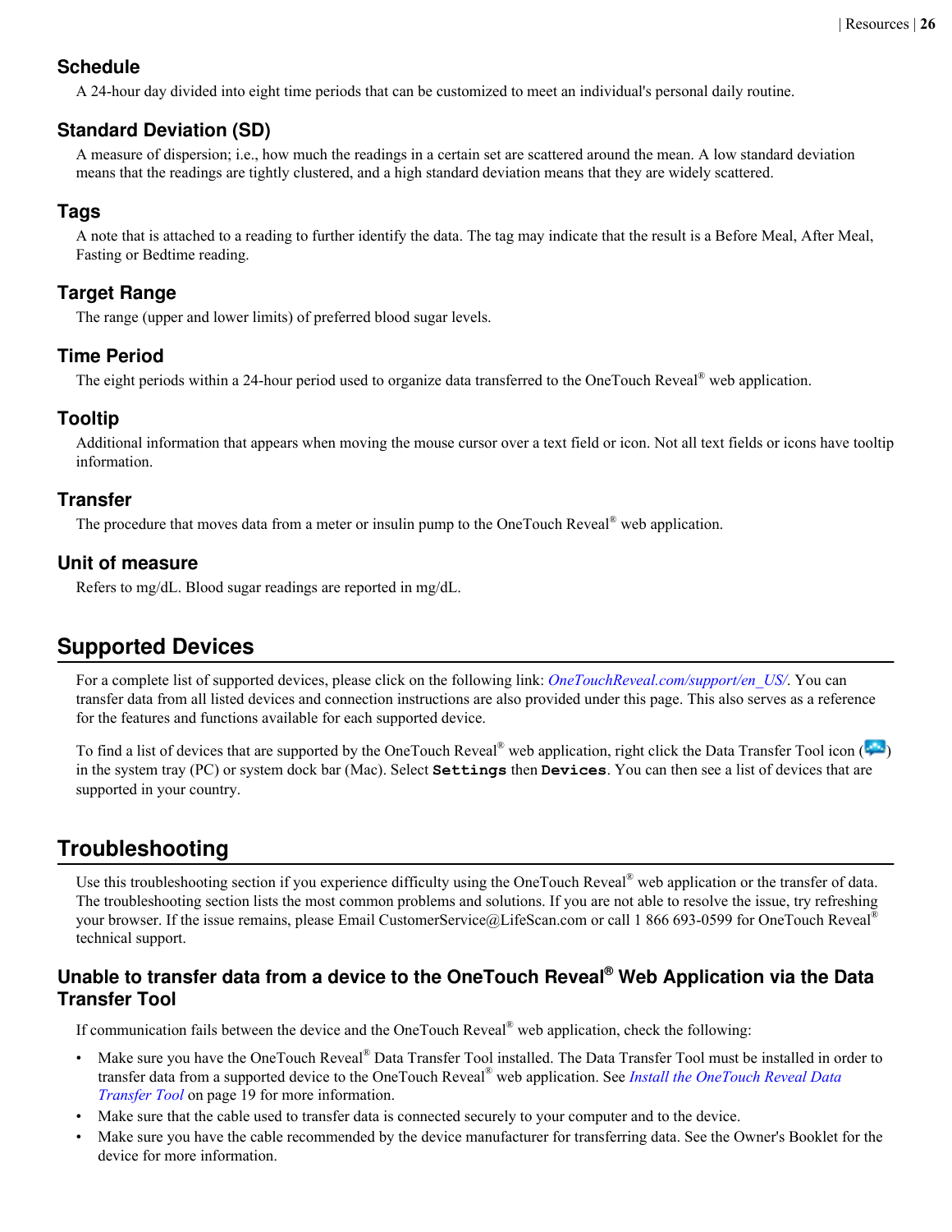### Schedule

A 24-hour day divided into eight time periods that can be customized to meet an individual's personal daily routine.

### Standard Deviation (SD)

A measure of dispersion; i.e., how much the readings in a certain set are scattered around the mean. A low standard deviation means that the readings are tightly clustered, and a high standard deviation means that they are widely scattered.

### Tags

A note that is attached to a reading to further identify the data. The tag may indicate that the result is a Before Meal, After Meal, Fasting or Bedtime reading.

### Target Range

The range (upper and lower limits) of preferred blood sugar levels.

### Time Period

The eight periods within a 24-hour period used to organize data transferred to the OneTouch Reveal® web application.

### Tooltip

Additional information that appears when moving the mouse cursor over a text field or icon. Not all text fields or icons have tooltip information.

### Transfer

The procedure that moves data from a meter or insulin pump to the OneTouch Reveal® web application.

### Unit of measure

Refers to mg/dL. Blood sugar readings are reported in mg/dL.

## Supported Devices

For a complete list of supported devices, please click on the following link: *OneTouchReveal.com/support/en_US/*. You can transfer data from all listed devices and connection instructions are also provided under this page. This also serves as a reference for the features and functions available for each supported device.

To find a list of devices that are supported by the OneTouch Reveal® web application, right click the Data Transfer Tool icon ( ) in the system tray (PC) or system dock bar (Mac). Select **Settings** then **Devices**. You can then see a list of devices that are supported in your country.

## Troubleshooting

Use this troubleshooting section if you experience difficulty using the OneTouch Reveal® web application or the transfer of data. The troubleshooting section lists the most common problems and solutions. If you are not able to resolve the issue, try refreshing your browser. If the issue remains, please Email CustomerService@LifeScan.com or call 1 866 693-0599 for OneTouch Reveal® technical support.

### Unable to transfer data from a device to the OneTouch Reveal® Web Application via the Data Transfer Tool

If communication fails between the device and the OneTouch Reveal® web application, check the following:

- Make sure you have the OneTouch Reveal® Data Transfer Tool installed. The Data Transfer Tool must be installed in order to transfer data from a supported device to the OneTouch Reveal® web application. See *Install the OneTouch Reveal Data Transfer Tool* on page 19 for more information.
- Make sure that the cable used to transfer data is connected securely to your computer and to the device.
- Make sure you have the cable recommended by the device manufacturer for transferring data. See the Owner's Booklet for the device for more information.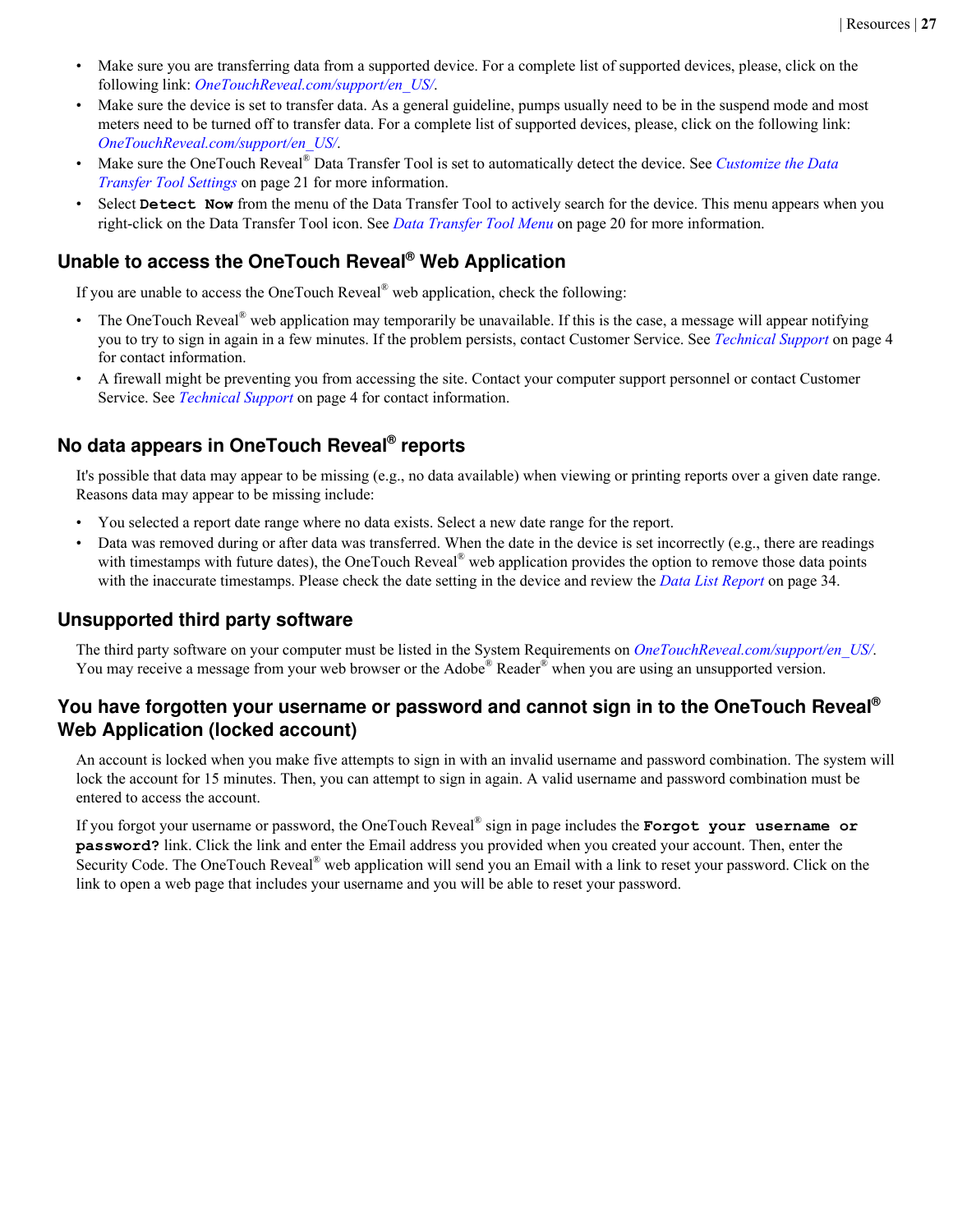- Make sure you are transferring data from a supported device. For a complete list of supported devices, please, click on the following link: *OneTouchReveal.com/support/en_US/*.
- Make sure the device is set to transfer data. As a general guideline, pumps usually need to be in the suspend mode and most meters need to be turned off to transfer data. For a complete list of supported devices, please, click on the following link: *OneTouchReveal.com/support/en_US/*.
- Make sure the OneTouch Reveal® Data Transfer Tool is set to automatically detect the device. See *Customize the Data Transfer Tool Settings* on page 21 for more information.
- Select **`Detect Now`** from the menu of the Data Transfer Tool to actively search for the device. This menu appears when you right-click on the Data Transfer Tool icon. See *Data Transfer Tool Menu* on page 20 for more information.

## Unable to access the OneTouch Reveal® Web Application

If you are unable to access the OneTouch Reveal® web application, check the following:

- The OneTouch Reveal® web application may temporarily be unavailable. If this is the case, a message will appear notifying you to try to sign in again in a few minutes. If the problem persists, contact Customer Service. See *Technical Support* on page 4 for contact information.
- A firewall might be preventing you from accessing the site. Contact your computer support personnel or contact Customer Service. See *Technical Support* on page 4 for contact information.

## No data appears in OneTouch Reveal® reports

It's possible that data may appear to be missing (e.g., no data available) when viewing or printing reports over a given date range. Reasons data may appear to be missing include:

- You selected a report date range where no data exists. Select a new date range for the report.
- Data was removed during or after data was transferred. When the date in the device is set incorrectly (e.g., there are readings with timestamps with future dates), the OneTouch Reveal® web application provides the option to remove those data points with the inaccurate timestamps. Please check the date setting in the device and review the *Data List Report* on page 34.

## Unsupported third party software

The third party software on your computer must be listed in the System Requirements on *OneTouchReveal.com/support/en_US/*. You may receive a message from your web browser or the Adobe® Reader® when you are using an unsupported version.

## You have forgotten your username or password and cannot sign in to the OneTouch Reveal® Web Application (locked account)

An account is locked when you make five attempts to sign in with an invalid username and password combination. The system will lock the account for 15 minutes. Then, you can attempt to sign in again. A valid username and password combination must be entered to access the account.

If you forgot your username or password, the OneTouch Reveal® sign in page includes the **`Forgot your username or password?`** link. Click the link and enter the Email address you provided when you created your account. Then, enter the Security Code. The OneTouch Reveal® web application will send you an Email with a link to reset your password. Click on the link to open a web page that includes your username and you will be able to reset your password.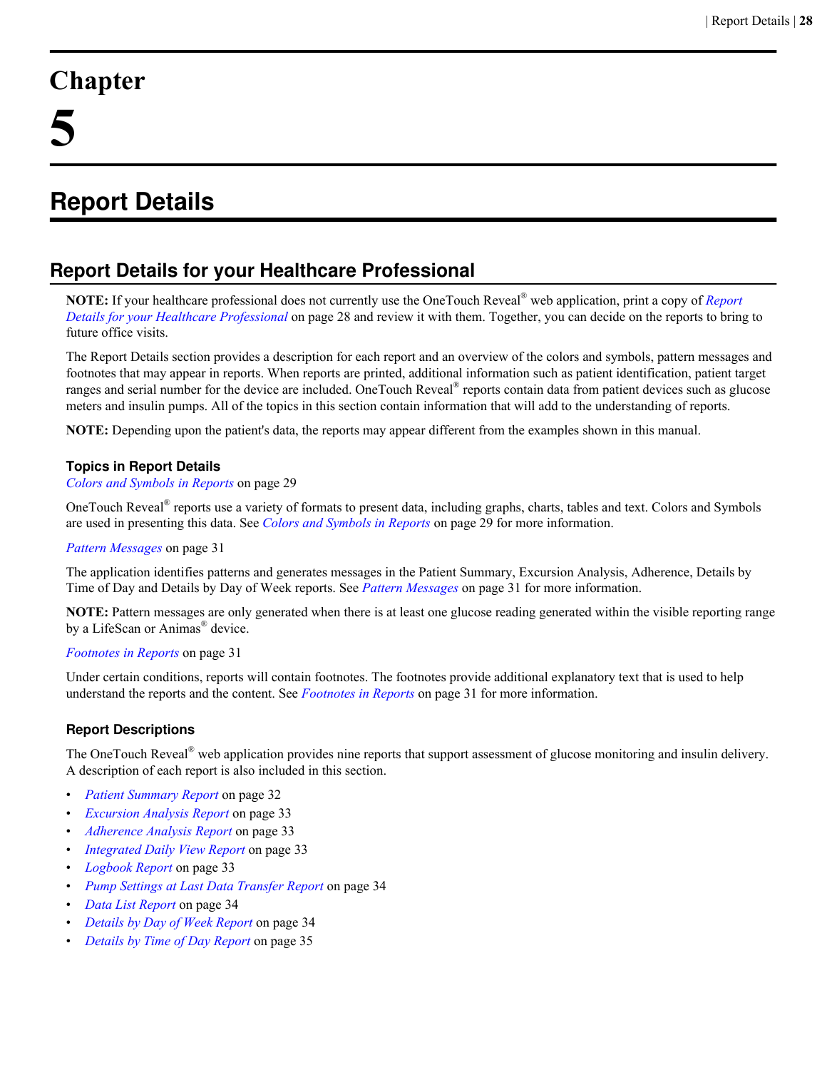# Chapter 5

# Report Details

## Report Details for your Healthcare Professional

**NOTE:** If your healthcare professional does not currently use the OneTouch Reveal® web application, print a copy of *Report Details for your Healthcare Professional* on page 28 and review it with them. Together, you can decide on the reports to bring to future office visits.

The Report Details section provides a description for each report and an overview of the colors and symbols, pattern messages and footnotes that may appear in reports. When reports are printed, additional information such as patient identification, patient target ranges and serial number for the device are included. OneTouch Reveal® reports contain data from patient devices such as glucose meters and insulin pumps. All of the topics in this section contain information that will add to the understanding of reports.

**NOTE:** Depending upon the patient's data, the reports may appear different from the examples shown in this manual.

### Topics in Report Details

*Colors and Symbols in Reports* on page 29

OneTouch Reveal® reports use a variety of formats to present data, including graphs, charts, tables and text. Colors and Symbols are used in presenting this data. See *Colors and Symbols in Reports* on page 29 for more information.

*Pattern Messages* on page 31

The application identifies patterns and generates messages in the Patient Summary, Excursion Analysis, Adherence, Details by Time of Day and Details by Day of Week reports. See *Pattern Messages* on page 31 for more information.

**NOTE:** Pattern messages are only generated when there is at least one glucose reading generated within the visible reporting range by a LifeScan or Animas® device.

*Footnotes in Reports* on page 31

Under certain conditions, reports will contain footnotes. The footnotes provide additional explanatory text that is used to help understand the reports and the content. See *Footnotes in Reports* on page 31 for more information.

### Report Descriptions

The OneTouch Reveal® web application provides nine reports that support assessment of glucose monitoring and insulin delivery. A description of each report is also included in this section.

- *Patient Summary Report* on page 32
- *Excursion Analysis Report* on page 33
- *Adherence Analysis Report* on page 33
- *Integrated Daily View Report* on page 33
- *Logbook Report* on page 33
- *Pump Settings at Last Data Transfer Report* on page 34
- *Data List Report* on page 34
- *Details by Day of Week Report* on page 34
- *Details by Time of Day Report* on page 35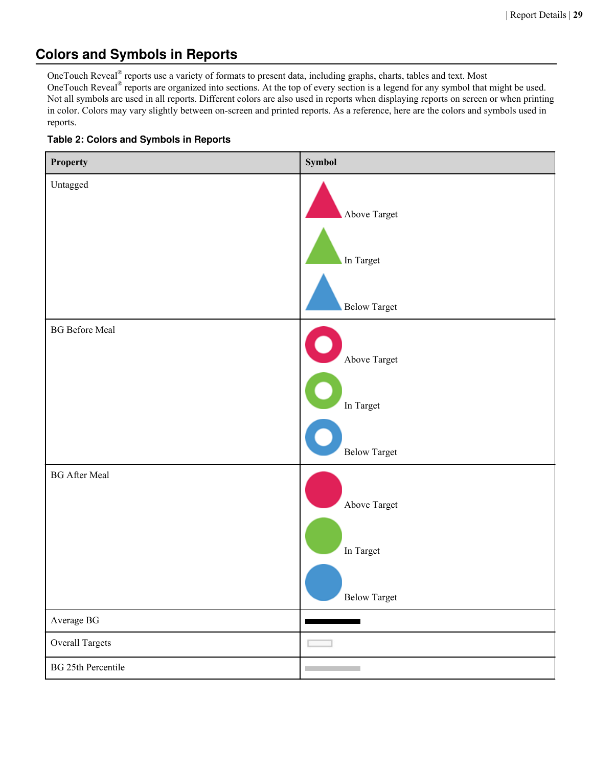## Colors and Symbols in Reports

OneTouch Reveal® reports use a variety of formats to present data, including graphs, charts, tables and text. Most OneTouch Reveal® reports are organized into sections. At the top of every section is a legend for any symbol that might be used. Not all symbols are used in all reports. Different colors are also used in reports when displaying reports on screen or when printing in color. Colors may vary slightly between on-screen and printed reports. As a reference, here are the colors and symbols used in reports.

**Table 2: Colors and Symbols in Reports**

| Property | Symbol |
|---|---|
| Untagged | Above Target<br>In Target<br>Below Target |
| BG Before Meal | Above Target<br>In Target<br>Below Target |
| BG After Meal | Above Target<br>In Target<br>Below Target |
| Average BG | |
| Overall Targets | |
| BG 25th Percentile | |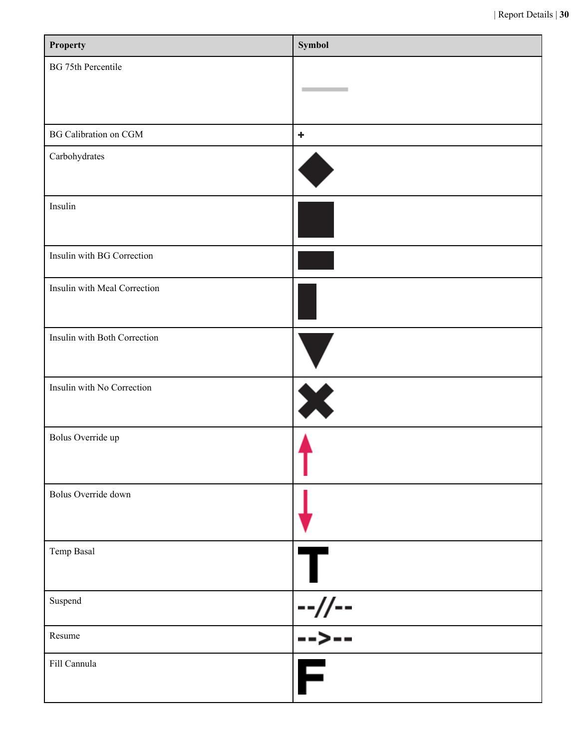| Property | Symbol |
|---|---|
| BG 75th Percentile | |
| BG Calibration on CGM | + |
| Carbohydrates | |
| Insulin | |
| Insulin with BG Correction | |
| Insulin with Meal Correction | |
| Insulin with Both Correction | |
| Insulin with No Correction | |
| Bolus Override up | |
| Bolus Override down | |
| Temp Basal | T |
| Suspend | --//-- |
| Resume | -->-- |
| Fill Cannula | F |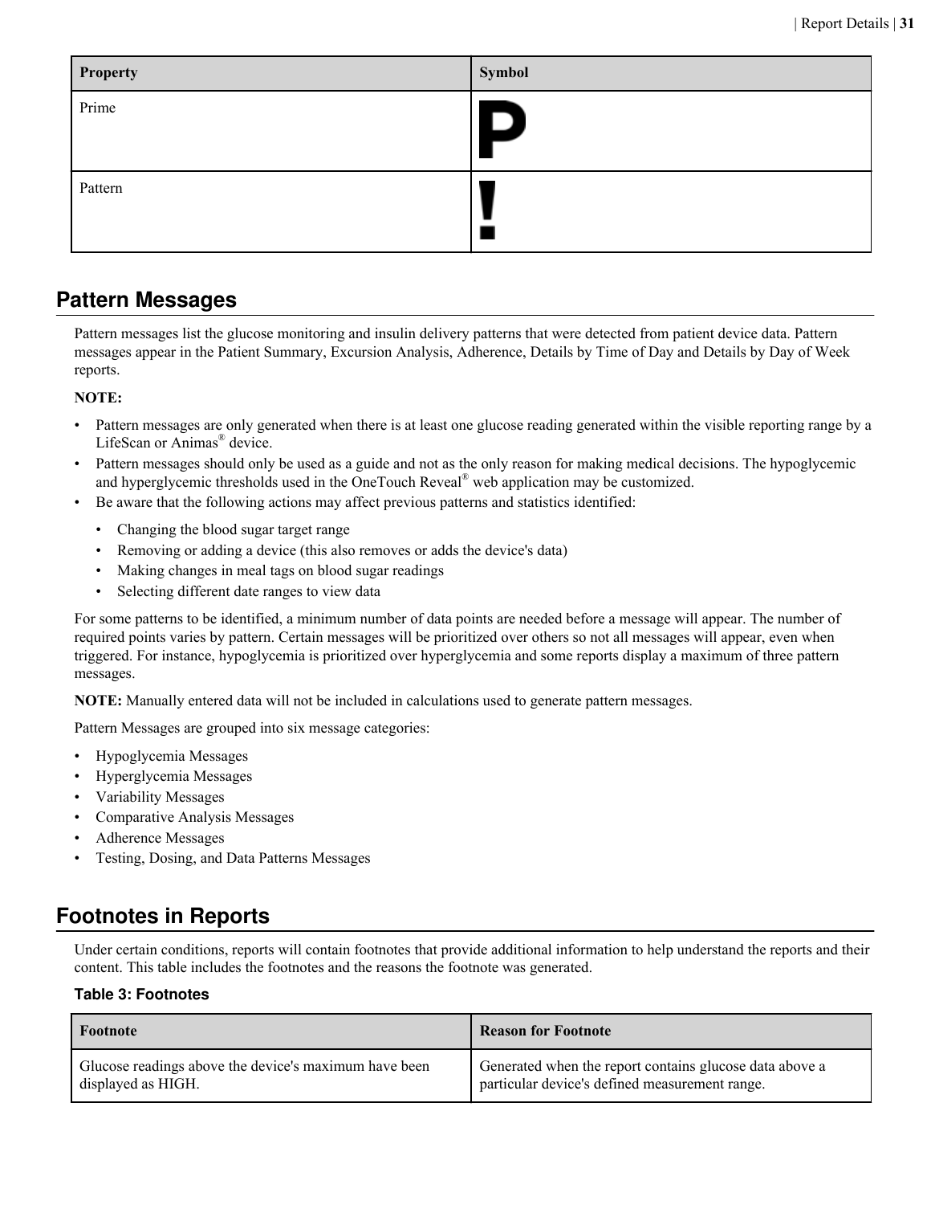| Property | Symbol |
| --- | --- |
| Prime | P |
| Pattern | ! |

## Pattern Messages

Pattern messages list the glucose monitoring and insulin delivery patterns that were detected from patient device data. Pattern messages appear in the Patient Summary, Excursion Analysis, Adherence, Details by Time of Day and Details by Day of Week reports.

**NOTE:**

- Pattern messages are only generated when there is at least one glucose reading generated within the visible reporting range by a LifeScan or Animas® device.
- Pattern messages should only be used as a guide and not as the only reason for making medical decisions. The hypoglycemic and hyperglycemic thresholds used in the OneTouch Reveal® web application may be customized.
- Be aware that the following actions may affect previous patterns and statistics identified:
  - Changing the blood sugar target range
  - Removing or adding a device (this also removes or adds the device's data)
  - Making changes in meal tags on blood sugar readings
  - Selecting different date ranges to view data

For some patterns to be identified, a minimum number of data points are needed before a message will appear. The number of required points varies by pattern. Certain messages will be prioritized over others so not all messages will appear, even when triggered. For instance, hypoglycemia is prioritized over hyperglycemia and some reports display a maximum of three pattern messages.

**NOTE:** Manually entered data will not be included in calculations used to generate pattern messages.

Pattern Messages are grouped into six message categories:

- Hypoglycemia Messages
- Hyperglycemia Messages
- Variability Messages
- Comparative Analysis Messages
- Adherence Messages
- Testing, Dosing, and Data Patterns Messages

## Footnotes in Reports

Under certain conditions, reports will contain footnotes that provide additional information to help understand the reports and their content. This table includes the footnotes and the reasons the footnote was generated.

**Table 3: Footnotes**

| Footnote | Reason for Footnote |
| --- | --- |
| Glucose readings above the device's maximum have been displayed as HIGH. | Generated when the report contains glucose data above a particular device's defined measurement range. |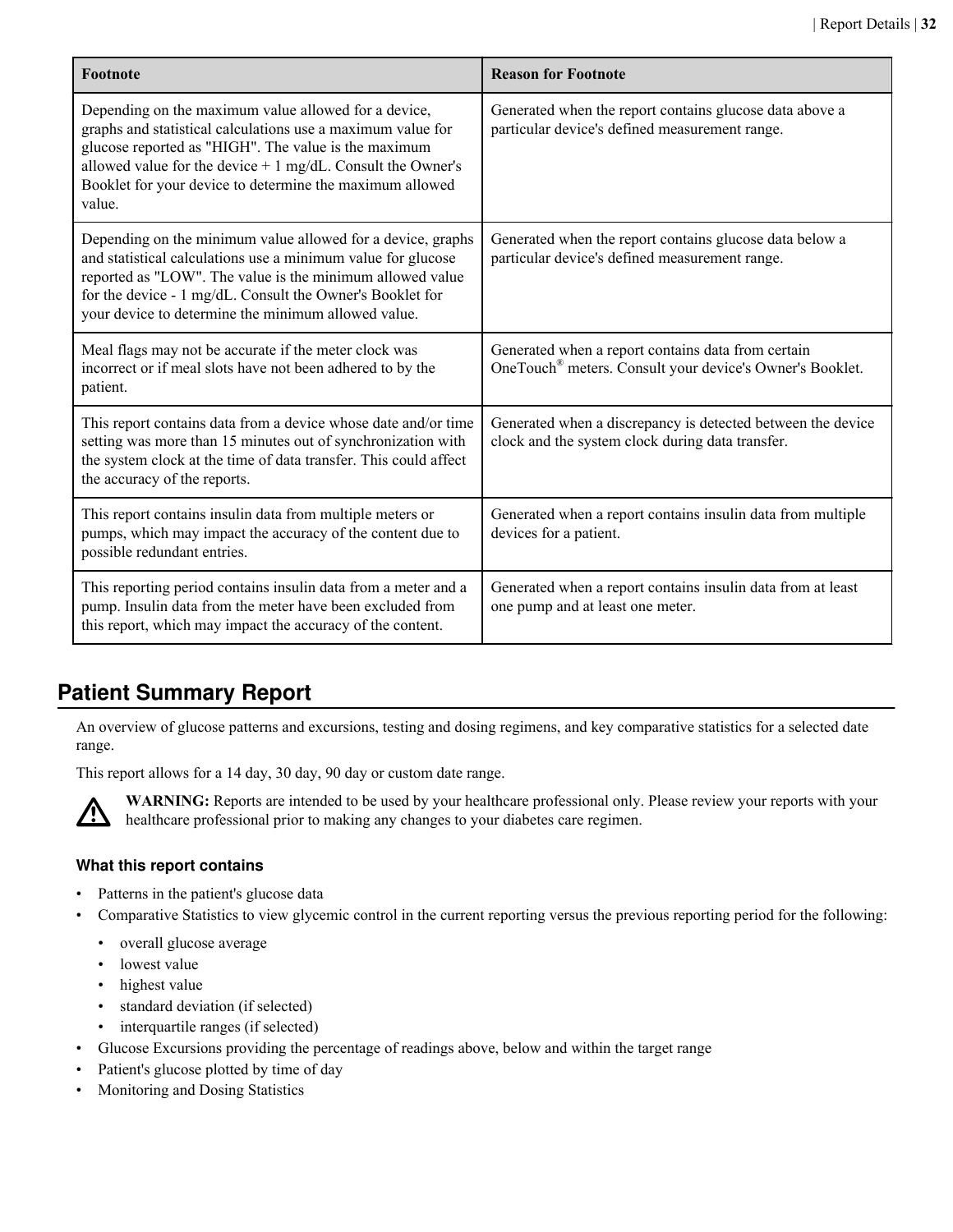| Footnote | Reason for Footnote |
| --- | --- |
| Depending on the maximum value allowed for a device, graphs and statistical calculations use a maximum value for glucose reported as "HIGH". The value is the maximum allowed value for the device + 1 mg/dL. Consult the Owner's Booklet for your device to determine the maximum allowed value. | Generated when the report contains glucose data above a particular device's defined measurement range. |
| Depending on the minimum value allowed for a device, graphs and statistical calculations use a minimum value for glucose reported as "LOW". The value is the minimum allowed value for the device - 1 mg/dL. Consult the Owner's Booklet for your device to determine the minimum allowed value. | Generated when the report contains glucose data below a particular device's defined measurement range. |
| Meal flags may not be accurate if the meter clock was incorrect or if meal slots have not been adhered to by the patient. | Generated when a report contains data from certain OneTouch® meters. Consult your device's Owner's Booklet. |
| This report contains data from a device whose date and/or time setting was more than 15 minutes out of synchronization with the system clock at the time of data transfer. This could affect the accuracy of the reports. | Generated when a discrepancy is detected between the device clock and the system clock during data transfer. |
| This report contains insulin data from multiple meters or pumps, which may impact the accuracy of the content due to possible redundant entries. | Generated when a report contains insulin data from multiple devices for a patient. |
| This reporting period contains insulin data from a meter and a pump. Insulin data from the meter have been excluded from this report, which may impact the accuracy of the content. | Generated when a report contains insulin data from at least one pump and at least one meter. |

## Patient Summary Report

An overview of glucose patterns and excursions, testing and dosing regimens, and key comparative statistics for a selected date range.

This report allows for a 14 day, 30 day, 90 day or custom date range.

**WARNING:** Reports are intended to be used by your healthcare professional only. Please review your reports with your healthcare professional prior to making any changes to your diabetes care regimen.

### What this report contains

- Patterns in the patient's glucose data
- Comparative Statistics to view glycemic control in the current reporting versus the previous reporting period for the following:
  - overall glucose average
  - lowest value
  - highest value
  - standard deviation (if selected)
  - interquartile ranges (if selected)
- Glucose Excursions providing the percentage of readings above, below and within the target range
- Patient's glucose plotted by time of day
- Monitoring and Dosing Statistics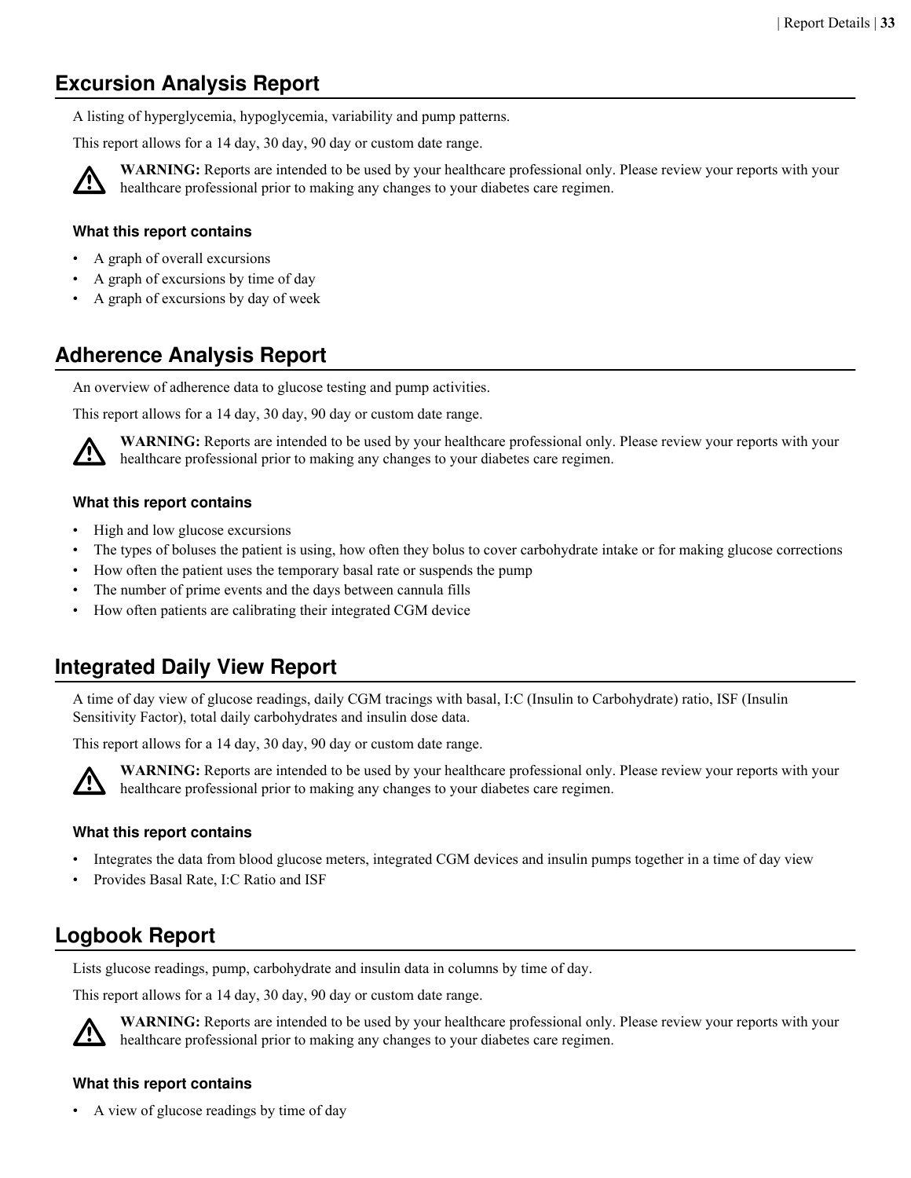## Excursion Analysis Report

A listing of hyperglycemia, hypoglycemia, variability and pump patterns.

This report allows for a 14 day, 30 day, 90 day or custom date range.

**WARNING:** Reports are intended to be used by your healthcare professional only. Please review your reports with your healthcare professional prior to making any changes to your diabetes care regimen.

### What this report contains

- A graph of overall excursions
- A graph of excursions by time of day
- A graph of excursions by day of week

## Adherence Analysis Report

An overview of adherence data to glucose testing and pump activities.

This report allows for a 14 day, 30 day, 90 day or custom date range.

**WARNING:** Reports are intended to be used by your healthcare professional only. Please review your reports with your healthcare professional prior to making any changes to your diabetes care regimen.

### What this report contains

- High and low glucose excursions
- The types of boluses the patient is using, how often they bolus to cover carbohydrate intake or for making glucose corrections
- How often the patient uses the temporary basal rate or suspends the pump
- The number of prime events and the days between cannula fills
- How often patients are calibrating their integrated CGM device

## Integrated Daily View Report

A time of day view of glucose readings, daily CGM tracings with basal, I:C (Insulin to Carbohydrate) ratio, ISF (Insulin Sensitivity Factor), total daily carbohydrates and insulin dose data.

This report allows for a 14 day, 30 day, 90 day or custom date range.

**WARNING:** Reports are intended to be used by your healthcare professional only. Please review your reports with your healthcare professional prior to making any changes to your diabetes care regimen.

### What this report contains

- Integrates the data from blood glucose meters, integrated CGM devices and insulin pumps together in a time of day view
- Provides Basal Rate, I:C Ratio and ISF

## Logbook Report

Lists glucose readings, pump, carbohydrate and insulin data in columns by time of day.

This report allows for a 14 day, 30 day, 90 day or custom date range.

**WARNING:** Reports are intended to be used by your healthcare professional only. Please review your reports with your healthcare professional prior to making any changes to your diabetes care regimen.

### What this report contains

- A view of glucose readings by time of day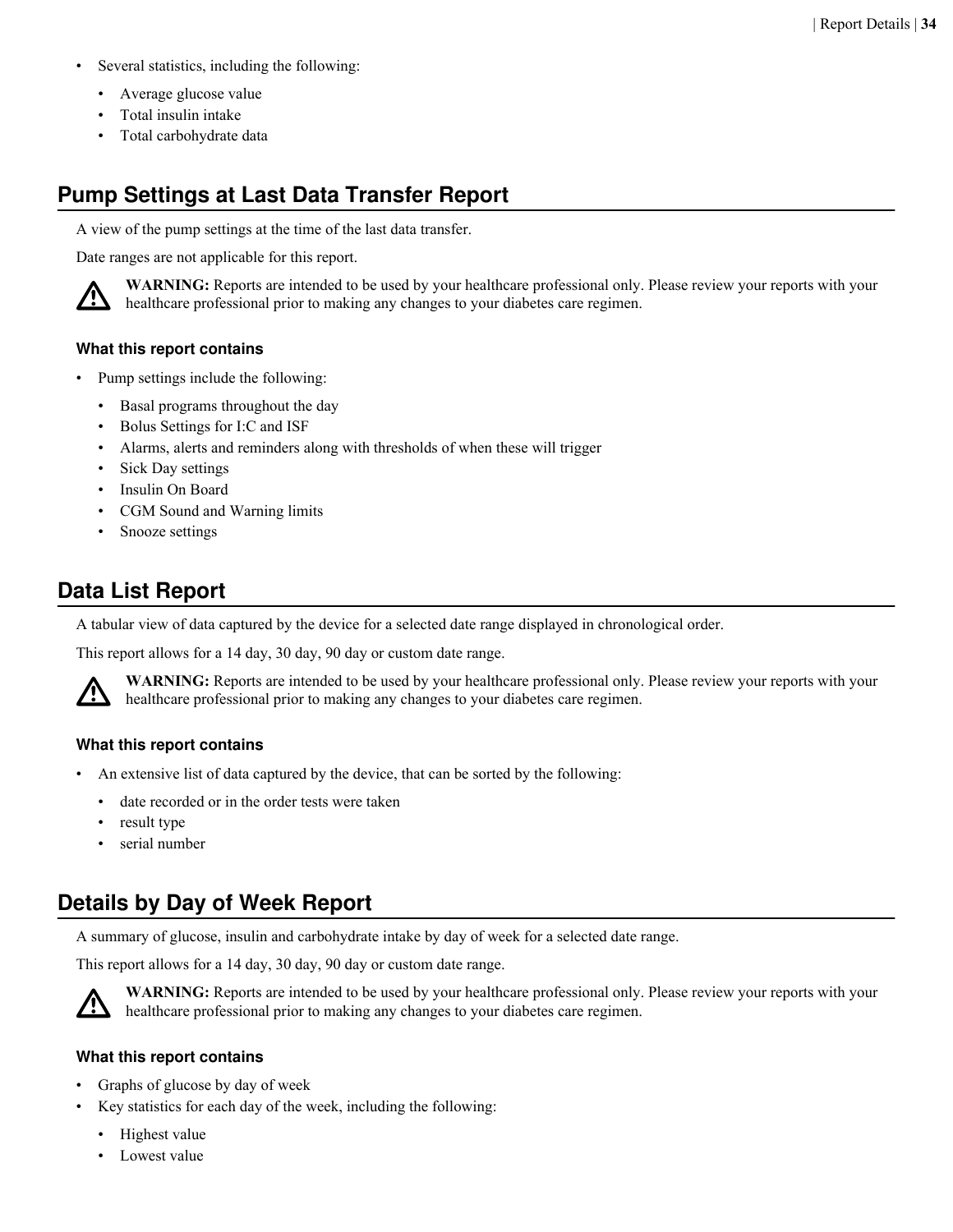- Several statistics, including the following:
    - Average glucose value
    - Total insulin intake
    - Total carbohydrate data

## Pump Settings at Last Data Transfer Report

A view of the pump settings at the time of the last data transfer.

Date ranges are not applicable for this report.

**WARNING:** Reports are intended to be used by your healthcare professional only. Please review your reports with your healthcare professional prior to making any changes to your diabetes care regimen.

### What this report contains

- Pump settings include the following:
    - Basal programs throughout the day
    - Bolus Settings for I:C and ISF
    - Alarms, alerts and reminders along with thresholds of when these will trigger
    - Sick Day settings
    - Insulin On Board
    - CGM Sound and Warning limits
    - Snooze settings

## Data List Report

A tabular view of data captured by the device for a selected date range displayed in chronological order.

This report allows for a 14 day, 30 day, 90 day or custom date range.

**WARNING:** Reports are intended to be used by your healthcare professional only. Please review your reports with your healthcare professional prior to making any changes to your diabetes care regimen.

### What this report contains

- An extensive list of data captured by the device, that can be sorted by the following:
    - date recorded or in the order tests were taken
    - result type
    - serial number

## Details by Day of Week Report

A summary of glucose, insulin and carbohydrate intake by day of week for a selected date range.

This report allows for a 14 day, 30 day, 90 day or custom date range.

**WARNING:** Reports are intended to be used by your healthcare professional only. Please review your reports with your healthcare professional prior to making any changes to your diabetes care regimen.

### What this report contains

- Graphs of glucose by day of week
- Key statistics for each day of the week, including the following:
    - Highest value
    - Lowest value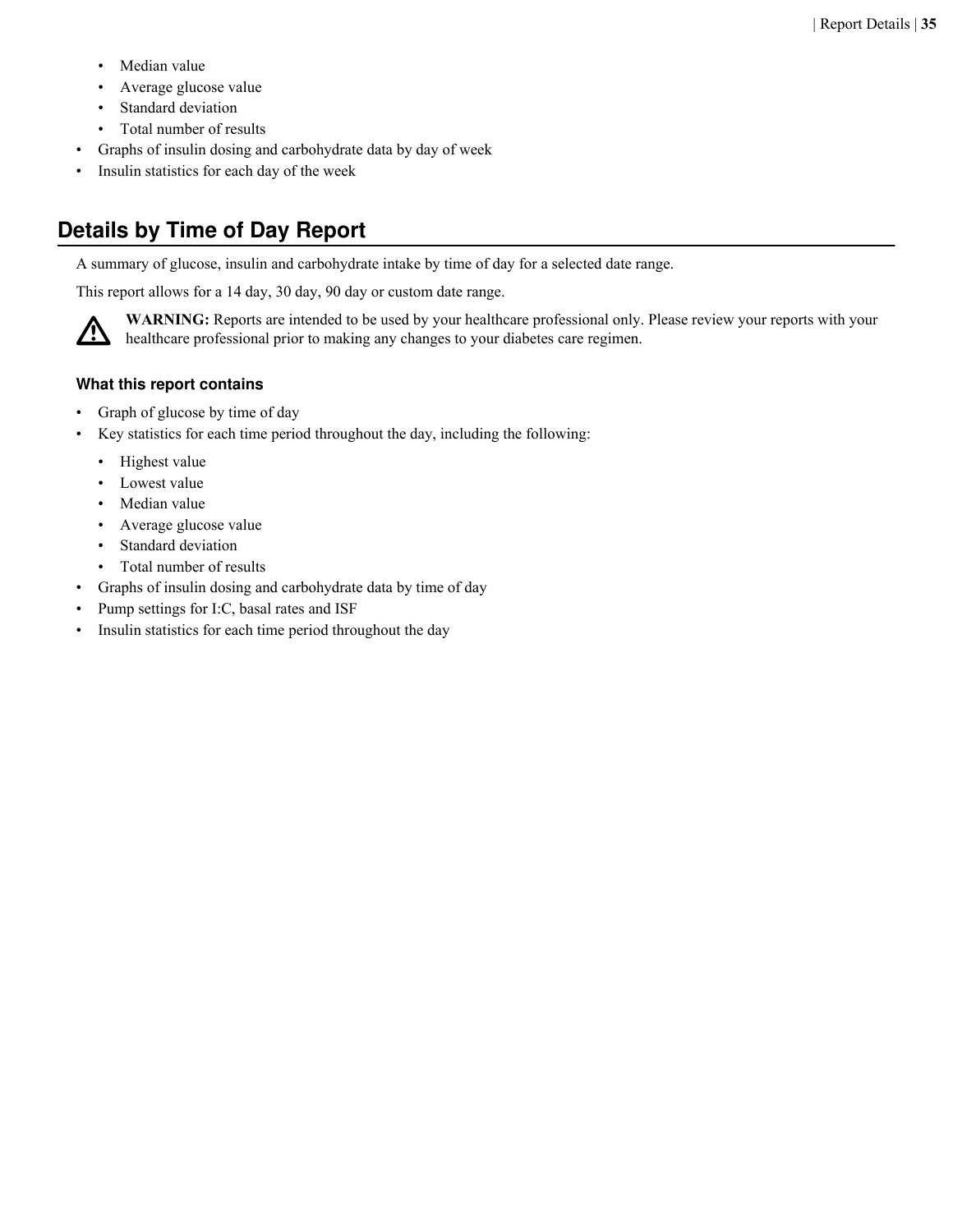- Median value
- Average glucose value
- Standard deviation
- Total number of results
- Graphs of insulin dosing and carbohydrate data by day of week
- Insulin statistics for each day of the week

## Details by Time of Day Report

A summary of glucose, insulin and carbohydrate intake by time of day for a selected date range.

This report allows for a 14 day, 30 day, 90 day or custom date range.

**WARNING:** Reports are intended to be used by your healthcare professional only. Please review your reports with your healthcare professional prior to making any changes to your diabetes care regimen.

### What this report contains

- Graph of glucose by time of day
- Key statistics for each time period throughout the day, including the following:
    - Highest value
    - Lowest value
    - Median value
    - Average glucose value
    - Standard deviation
    - Total number of results
- Graphs of insulin dosing and carbohydrate data by time of day
- Pump settings for I:C, basal rates and ISF
- Insulin statistics for each time period throughout the day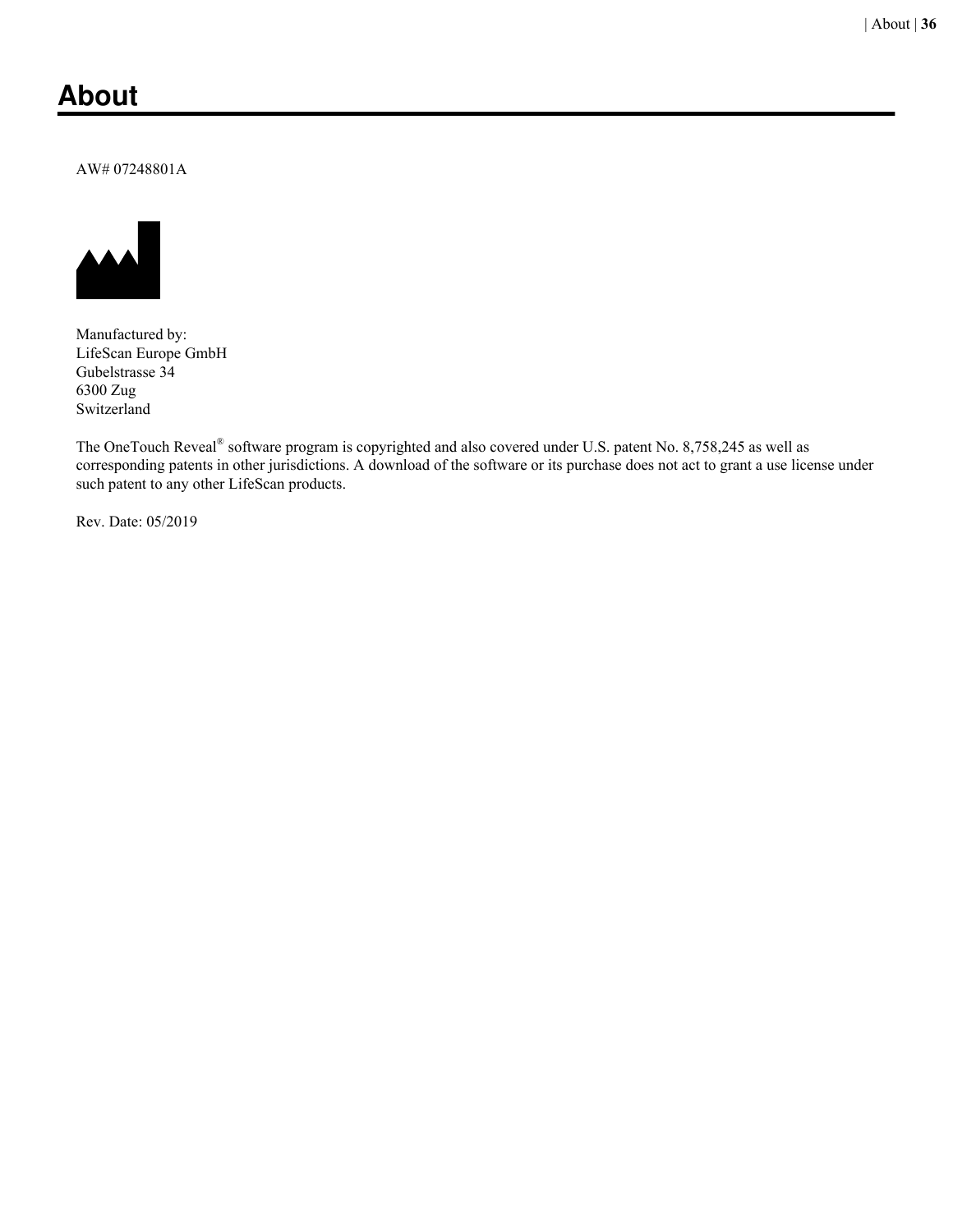# About

AW# 07248801A

Manufactured by:
LifeScan Europe GmbH
Gubelstrasse 34
6300 Zug
Switzerland

The OneTouch Reveal® software program is copyrighted and also covered under U.S. patent No. 8,758,245 as well as corresponding patents in other jurisdictions. A download of the software or its purchase does not act to grant a use license under such patent to any other LifeScan products.

Rev. Date: 05/2019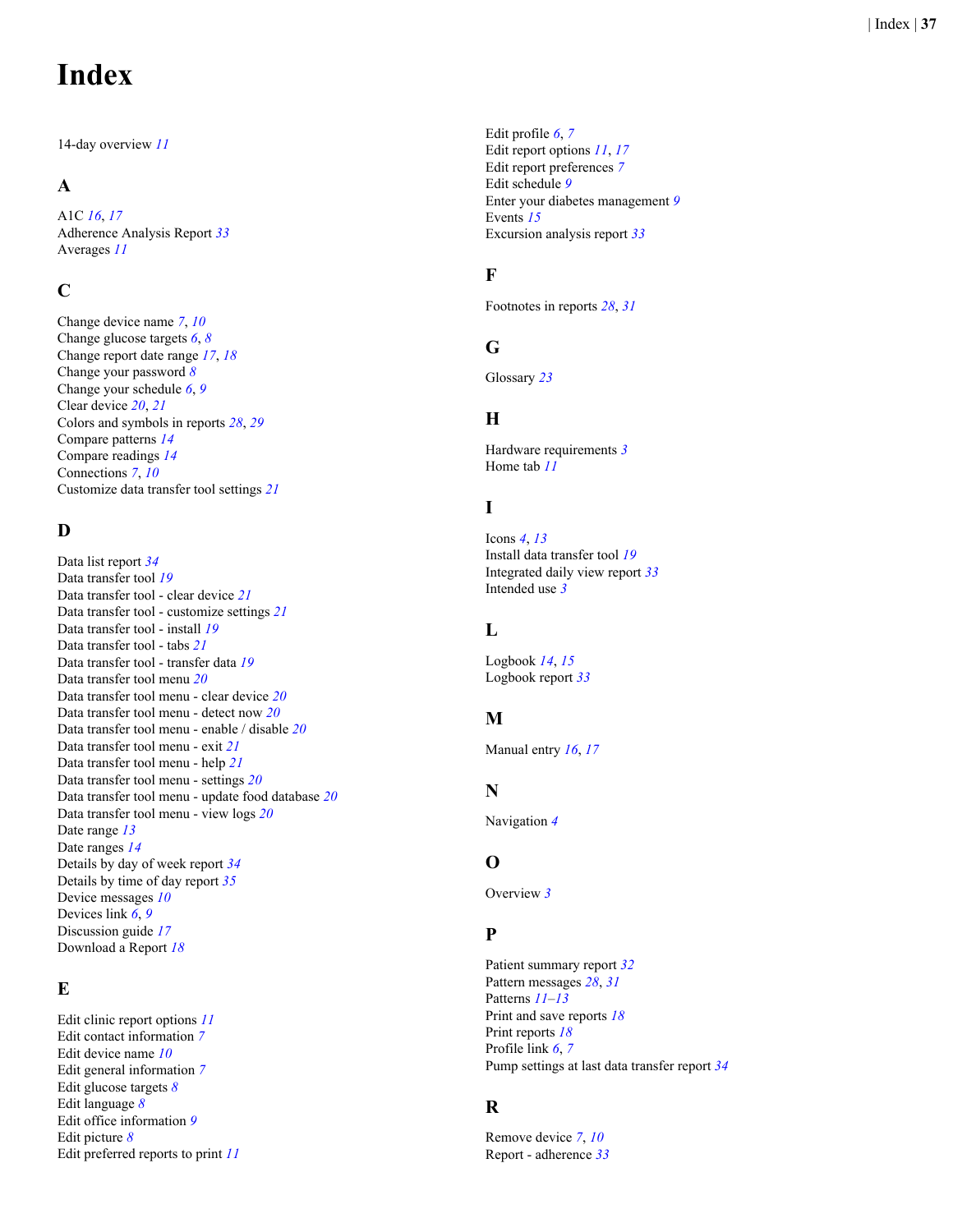# Index

14-day overview 11

## A

A1C 16, 17
Adherence Analysis Report 33
Averages 11

## C

Change device name 7, 10
Change glucose targets 6, 8
Change report date range 17, 18
Change your password 8
Change your schedule 6, 9
Clear device 20, 21
Colors and symbols in reports 28, 29
Compare patterns 14
Compare readings 14
Connections 7, 10
Customize data transfer tool settings 21

## D

Data list report 34
Data transfer tool 19
Data transfer tool - clear device 21
Data transfer tool - customize settings 21
Data transfer tool - install 19
Data transfer tool - tabs 21
Data transfer tool - transfer data 19
Data transfer tool menu 20
Data transfer tool menu - clear device 20
Data transfer tool menu - detect now 20
Data transfer tool menu - enable / disable 20
Data transfer tool menu - exit 21
Data transfer tool menu - help 21
Data transfer tool menu - settings 20
Data transfer tool menu - update food database 20
Data transfer tool menu - view logs 20
Date range 13
Date ranges 14
Details by day of week report 34
Details by time of day report 35
Device messages 10
Devices link 6, 9
Discussion guide 17
Download a Report 18

## E

Edit clinic report options 11
Edit contact information 7
Edit device name 10
Edit general information 7
Edit glucose targets 8
Edit language 8
Edit office information 9
Edit picture 8
Edit preferred reports to print 11
Edit profile 6, 7
Edit report options 11, 17
Edit report preferences 7
Edit schedule 9
Enter your diabetes management 9
Events 15
Excursion analysis report 33

## F

Footnotes in reports 28, 31

## G

Glossary 23

## H

Hardware requirements 3
Home tab 11

## I

Icons 4, 13
Install data transfer tool 19
Integrated daily view report 33
Intended use 3

## L

Logbook 14, 15
Logbook report 33

## M

Manual entry 16, 17

## N

Navigation 4

## O

Overview 3

## P

Patient summary report 32
Pattern messages 28, 31
Patterns 11–13
Print and save reports 18
Print reports 18
Profile link 6, 7
Pump settings at last data transfer report 34

## R

Remove device 7, 10
Report - adherence 33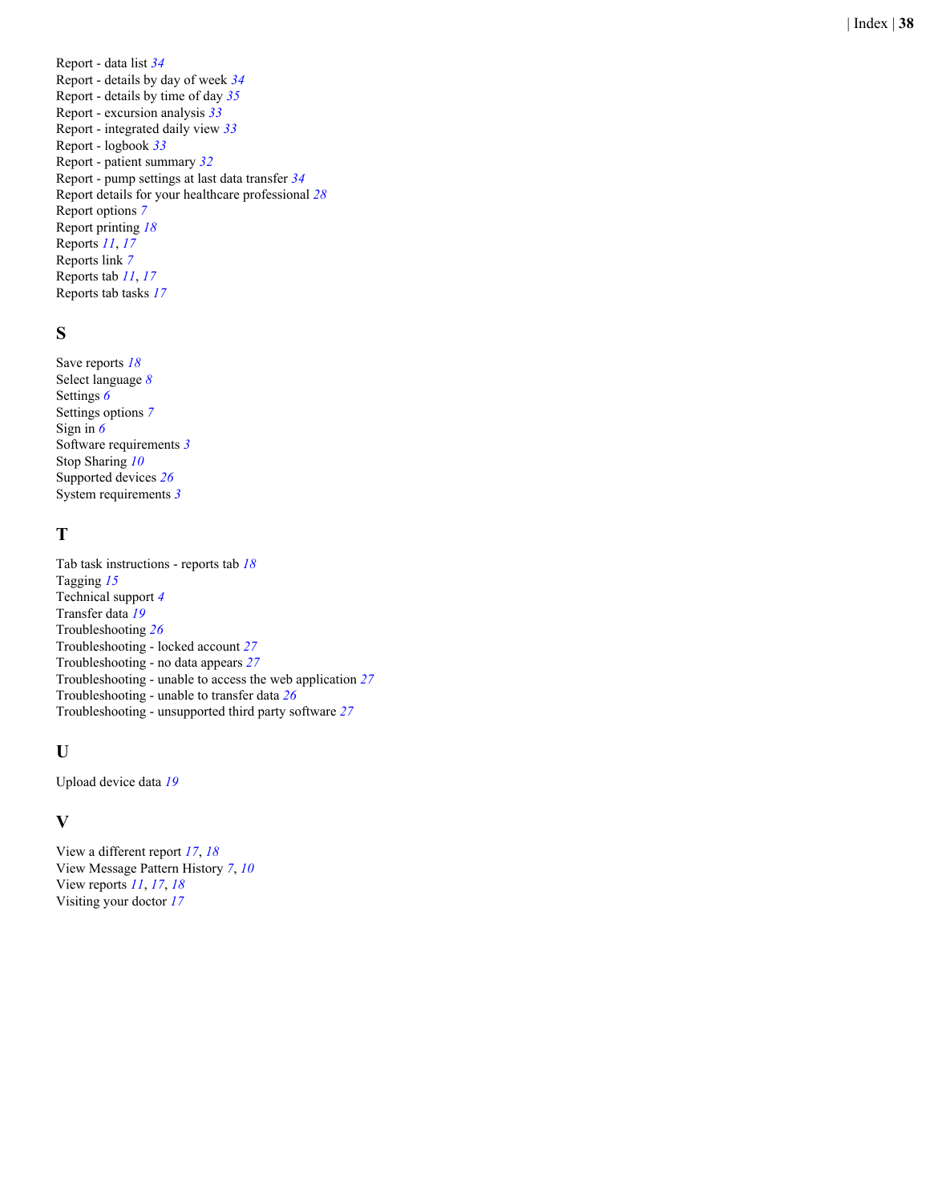Report - data list *34*
Report - details by day of week *34*
Report - details by time of day *35*
Report - excursion analysis *33*
Report - integrated daily view *33*
Report - logbook *33*
Report - patient summary *32*
Report - pump settings at last data transfer *34*
Report details for your healthcare professional *28*
Report options *7*
Report printing *18*
Reports *11*, *17*
Reports link *7*
Reports tab *11*, *17*
Reports tab tasks *17*

## S

Save reports *18*
Select language *8*
Settings *6*
Settings options *7*
Sign in *6*
Software requirements *3*
Stop Sharing *10*
Supported devices *26*
System requirements *3*

## T

Tab task instructions - reports tab *18*
Tagging *15*
Technical support *4*
Transfer data *19*
Troubleshooting *26*
Troubleshooting - locked account *27*
Troubleshooting - no data appears *27*
Troubleshooting - unable to access the web application *27*
Troubleshooting - unable to transfer data *26*
Troubleshooting - unsupported third party software *27*

## U

Upload device data *19*

## V

View a different report *17*, *18*
View Message Pattern History *7*, *10*
View reports *11*, *17*, *18*
Visiting your doctor *17*